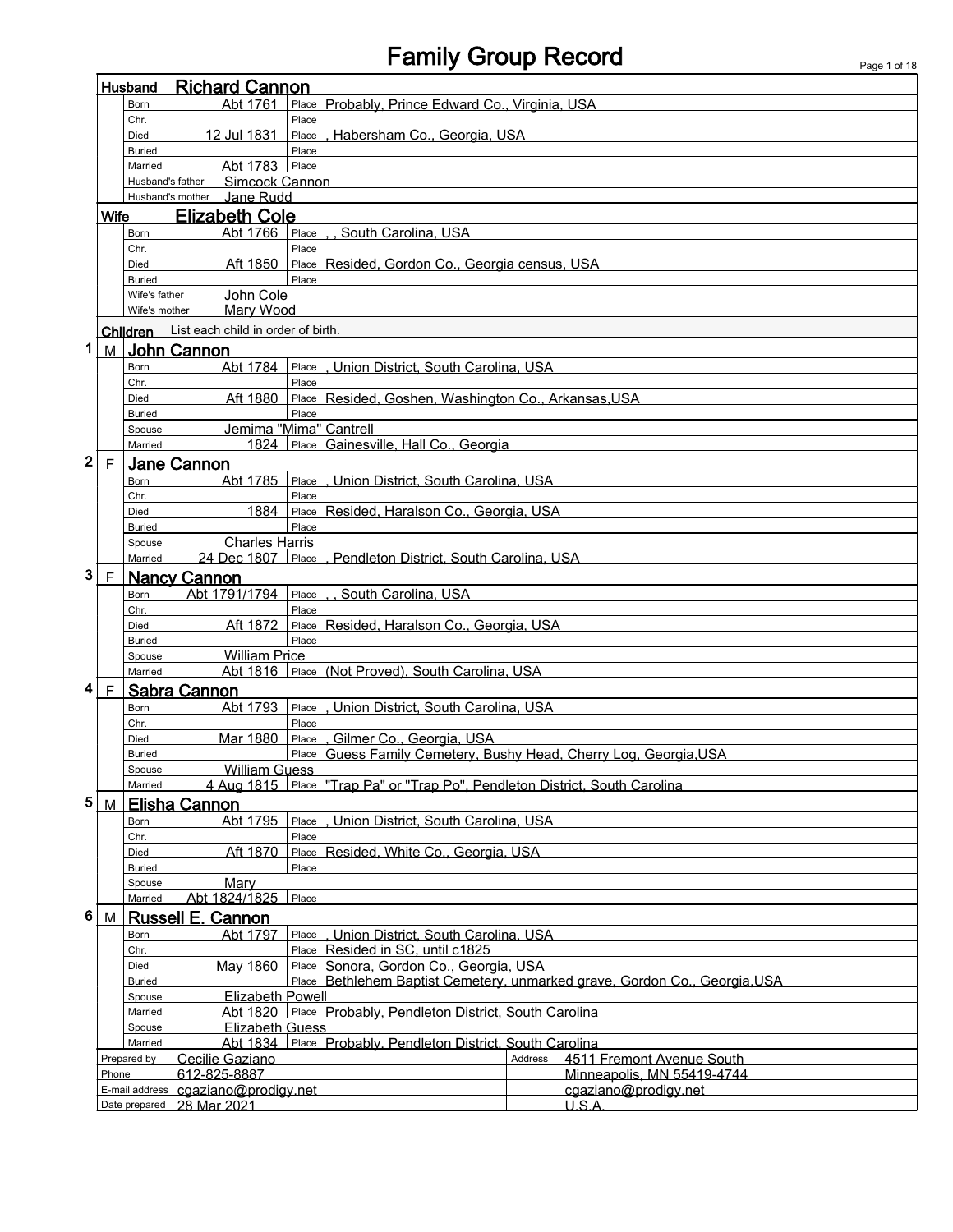# Family Group Record

## Husband: Richard Cannon

| | | |
|---|---|---|
| Born | Abt 1761 | Place: Probably, Prince Edward Co., Virginia, USA |
| Chr. | | Place |
| Died | 12 Jul 1831 | Place: , Habersham Co., Georgia, USA |
| Buried | | Place |
| Married | Abt 1783 | Place |
| Husband's father | Simcock Cannon | |
| Husband's mother | Jane Rudd | |

## Wife: Elizabeth Cole

| | | |
|---|---|---|
| Born | Abt 1766 | Place: , , South Carolina, USA |
| Chr. | | Place |
| Died | Aft 1850 | Place: Resided, Gordon Co., Georgia census, USA |
| Buried | | Place |
| Wife's father | John Cole | |
| Wife's mother | Mary Wood | |

## Children

List each child in order of birth.

### 1 M John Cannon

| | | |
|---|---|---|
| Born | Abt 1784 | Place: , Union District, South Carolina, USA |
| Chr. | | Place |
| Died | Aft 1880 | Place: Resided, Goshen, Washington Co., Arkansas,USA |
| Buried | | Place |
| Spouse | Jemima "Mima" Cantrell | |
| Married | 1824 | Place: Gainesville, Hall Co., Georgia |

### 2 F Jane Cannon

| | | |
|---|---|---|
| Born | Abt 1785 | Place: , Union District, South Carolina, USA |
| Chr. | | Place |
| Died | 1884 | Place: Resided, Haralson Co., Georgia, USA |
| Buried | | Place |
| Spouse | Charles Harris | |
| Married | 24 Dec 1807 | Place: , Pendleton District, South Carolina, USA |

### 3 F Nancy Cannon

| | | |
|---|---|---|
| Born | Abt 1791/1794 | Place: , , South Carolina, USA |
| Chr. | | Place |
| Died | Aft 1872 | Place: Resided, Haralson Co., Georgia, USA |
| Buried | | Place |
| Spouse | William Price | |
| Married | Abt 1816 | Place: (Not Proved), South Carolina, USA |

### 4 F Sabra Cannon

| | | |
|---|---|---|
| Born | Abt 1793 | Place: , Union District, South Carolina, USA |
| Chr. | | Place |
| Died | Mar 1880 | Place: , Gilmer Co., Georgia, USA |
| Buried | | Place: Guess Family Cemetery, Bushy Head, Cherry Log, Georgia,USA |
| Spouse | William Guess | |
| Married | 4 Aug 1815 | Place: "Trap Pa" or "Trap Po", Pendleton District, South Carolina |

### 5 M Elisha Cannon

| | | |
|---|---|---|
| Born | Abt 1795 | Place: , Union District, South Carolina, USA |
| Chr. | | Place |
| Died | Aft 1870 | Place: Resided, White Co., Georgia, USA |
| Buried | | Place |
| Spouse | Mary | |
| Married | Abt 1824/1825 | Place |

### 6 M Russell E. Cannon

| | | |
|---|---|---|
| Born | Abt 1797 | Place: , Union District, South Carolina, USA |
| Chr. | | Place: Resided in SC, until c1825 |
| Died | May 1860 | Place: Sonora, Gordon Co., Georgia, USA |
| Buried | | Place: Bethlehem Baptist Cemetery, unmarked grave, Gordon Co., Georgia,USA |
| Spouse | Elizabeth Powell | |
| Married | Abt 1820 | Place: Probably, Pendleton District, South Carolina |
| Spouse | Elizabeth Guess | |
| Married | Abt 1834 | Place: Probably, Pendleton District, South Carolina |

| | | |
|---|---|---|
| Prepared by | Cecilie Gaziano | Address: 4511 Fremont Avenue South |
| Phone | 612-825-8887 | Minneapolis, MN 55419-4744 |
| E-mail address | cgaziano@prodigy.net | cgaziano@prodigy.net |
| Date prepared | 28 Mar 2021 | U.S.A. |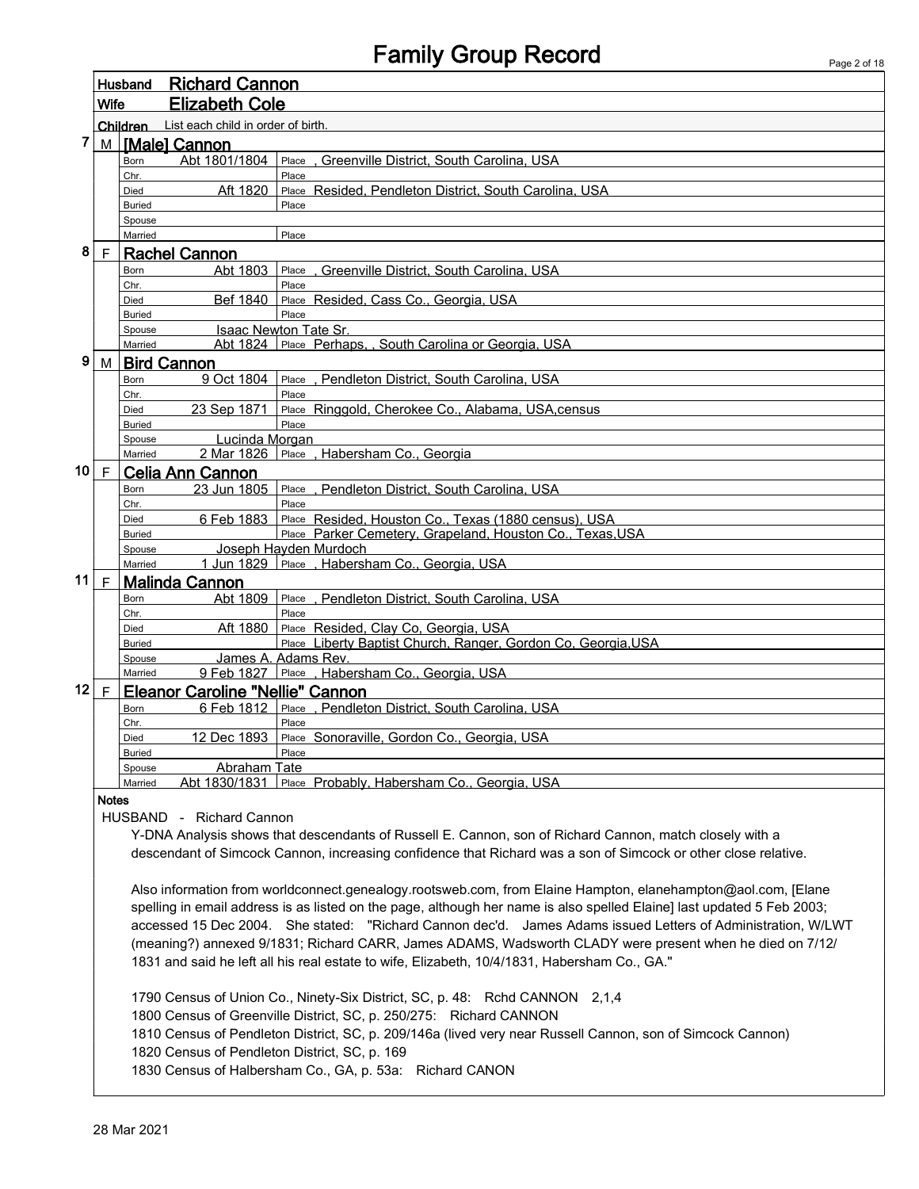# Family Group Record

**Husband** Richard Cannon

**Wife** Elizabeth Cole

**Children** List each child in order of birth.

**7 M [Male] Cannon**

| | | |
|---|---|---|
| Born | Abt 1801/1804 | Place , Greenville District, South Carolina, USA |
| Chr. | | Place |
| Died | Aft 1820 | Place Resided, Pendleton District, South Carolina, USA |
| Buried | | Place |
| Spouse | | |
| Married | | Place |

**8 F Rachel Cannon**

| | | |
|---|---|---|
| Born | Abt 1803 | Place , Greenville District, South Carolina, USA |
| Chr. | | Place |
| Died | Bef 1840 | Place Resided, Cass Co., Georgia, USA |
| Buried | | Place |
| Spouse | Isaac Newton Tate Sr. | |
| Married | Abt 1824 | Place Perhaps, , South Carolina or Georgia, USA |

**9 M Bird Cannon**

| | | |
|---|---|---|
| Born | 9 Oct 1804 | Place , Pendleton District, South Carolina, USA |
| Chr. | | Place |
| Died | 23 Sep 1871 | Place Ringgold, Cherokee Co., Alabama, USA,census |
| Buried | | Place |
| Spouse | Lucinda Morgan | |
| Married | 2 Mar 1826 | Place , Habersham Co., Georgia |

**10 F Celia Ann Cannon**

| | | |
|---|---|---|
| Born | 23 Jun 1805 | Place , Pendleton District, South Carolina, USA |
| Chr. | | Place |
| Died | 6 Feb 1883 | Place Resided, Houston Co., Texas (1880 census), USA |
| Buried | | Place Parker Cemetery, Grapeland, Houston Co., Texas,USA |
| Spouse | Joseph Hayden Murdoch | |
| Married | 1 Jun 1829 | Place , Habersham Co., Georgia, USA |

**11 F Malinda Cannon**

| | | |
|---|---|---|
| Born | Abt 1809 | Place , Pendleton District, South Carolina, USA |
| Chr. | | Place |
| Died | Aft 1880 | Place Resided, Clay Co, Georgia, USA |
| Buried | | Place Liberty Baptist Church, Ranger, Gordon Co, Georgia,USA |
| Spouse | James A. Adams Rev. | |
| Married | 9 Feb 1827 | Place , Habersham Co., Georgia, USA |

**12 F Eleanor Caroline "Nellie" Cannon**

| | | |
|---|---|---|
| Born | 6 Feb 1812 | Place , Pendleton District, South Carolina, USA |
| Chr. | | Place |
| Died | 12 Dec 1893 | Place Sonoraville, Gordon Co., Georgia, USA |
| Buried | | Place |
| Spouse | Abraham Tate | |
| Married | Abt 1830/1831 | Place Probably, Habersham Co., Georgia, USA |

**Notes**

HUSBAND - Richard Cannon

Y-DNA Analysis shows that descendants of Russell E. Cannon, son of Richard Cannon, match closely with a descendant of Simcock Cannon, increasing confidence that Richard was a son of Simcock or other close relative.

Also information from worldconnect.genealogy.rootsweb.com, from Elaine Hampton, elanehampton@aol.com, [Elane spelling in email address is as listed on the page, although her name is also spelled Elaine] last updated 5 Feb 2003; accessed 15 Dec 2004. She stated: "Richard Cannon dec'd. James Adams issued Letters of Administration, W/LWT (meaning?) annexed 9/1831; Richard CARR, James ADAMS, Wadsworth CLADY were present when he died on 7/12/ 1831 and said he left all his real estate to wife, Elizabeth, 10/4/1831, Habersham Co., GA."

1790 Census of Union Co., Ninety-Six District, SC, p. 48: Rchd CANNON 2,1,4
1800 Census of Greenville District, SC, p. 250/275: Richard CANNON
1810 Census of Pendleton District, SC, p. 209/146a (lived very near Russell Cannon, son of Simcock Cannon)
1820 Census of Pendleton District, SC, p. 169
1830 Census of Halbersham Co., GA, p. 53a: Richard CANON

28 Mar 2021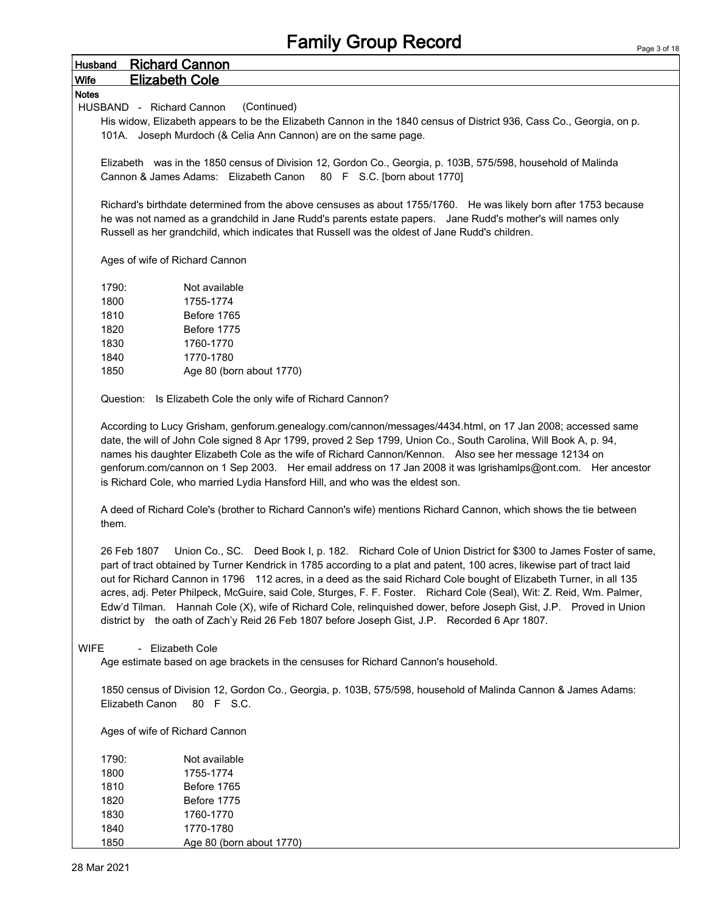# Family Group Record

**Husband** Richard Cannon

**Wife** Elizabeth Cole

**Notes**

HUSBAND - Richard Cannon (Continued)

His widow, Elizabeth appears to be the Elizabeth Cannon in the 1840 census of District 936, Cass Co., Georgia, on p. 101A. Joseph Murdoch (& Celia Ann Cannon) are on the same page.

Elizabeth was in the 1850 census of Division 12, Gordon Co., Georgia, p. 103B, 575/598, household of Malinda Cannon & James Adams: Elizabeth Canon 80 F S.C. [born about 1770]

Richard's birthdate determined from the above censuses as about 1755/1760. He was likely born after 1753 because he was not named as a grandchild in Jane Rudd's parents estate papers. Jane Rudd's mother's will names only Russell as her grandchild, which indicates that Russell was the oldest of Jane Rudd's children.

Ages of wife of Richard Cannon

| | |
|---|---|
| 1790: | Not available |
| 1800 | 1755-1774 |
| 1810 | Before 1765 |
| 1820 | Before 1775 |
| 1830 | 1760-1770 |
| 1840 | 1770-1780 |
| 1850 | Age 80 (born about 1770) |

Question: Is Elizabeth Cole the only wife of Richard Cannon?

According to Lucy Grisham, genforum.genealogy.com/cannon/messages/4434.html, on 17 Jan 2008; accessed same date, the will of John Cole signed 8 Apr 1799, proved 2 Sep 1799, Union Co., South Carolina, Will Book A, p. 94, names his daughter Elizabeth Cole as the wife of Richard Cannon/Kennon. Also see her message 12134 on genforum.com/cannon on 1 Sep 2003. Her email address on 17 Jan 2008 it was lgrishamlps@ont.com. Her ancestor is Richard Cole, who married Lydia Hansford Hill, and who was the eldest son.

A deed of Richard Cole's (brother to Richard Cannon's wife) mentions Richard Cannon, which shows the tie between them.

26 Feb 1807 Union Co., SC. Deed Book I, p. 182. Richard Cole of Union District for $300 to James Foster of same, part of tract obtained by Turner Kendrick in 1785 according to a plat and patent, 100 acres, likewise part of tract laid out for Richard Cannon in 1796 112 acres, in a deed as the said Richard Cole bought of Elizabeth Turner, in all 135 acres, adj. Peter Philpeck, McGuire, said Cole, Sturges, F. F. Foster. Richard Cole (Seal), Wit: Z. Reid, Wm. Palmer, Edw'd Tilman. Hannah Cole (X), wife of Richard Cole, relinquished dower, before Joseph Gist, J.P. Proved in Union district by the oath of Zach'y Reid 26 Feb 1807 before Joseph Gist, J.P. Recorded 6 Apr 1807.

WIFE - Elizabeth Cole

Age estimate based on age brackets in the censuses for Richard Cannon's household.

1850 census of Division 12, Gordon Co., Georgia, p. 103B, 575/598, household of Malinda Cannon & James Adams: Elizabeth Canon 80 F S.C.

Ages of wife of Richard Cannon

| | |
|---|---|
| 1790: | Not available |
| 1800 | 1755-1774 |
| 1810 | Before 1765 |
| 1820 | Before 1775 |
| 1830 | 1760-1770 |
| 1840 | 1770-1780 |
| 1850 | Age 80 (born about 1770) |

28 Mar 2021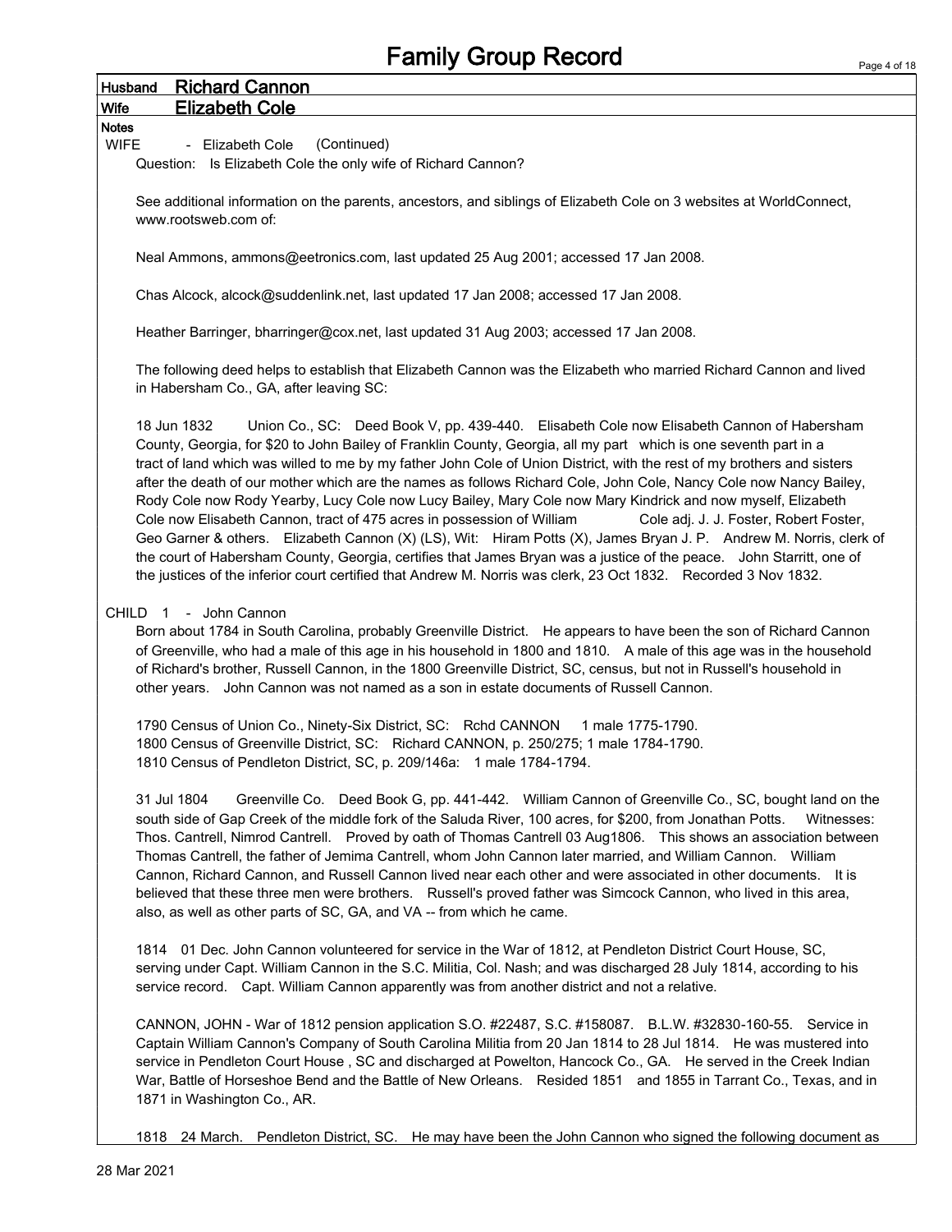# Family Group Record

**Husband** **Richard Cannon**

**Wife** **Elizabeth Cole**

**Notes**

WIFE - Elizabeth Cole (Continued)

Question: Is Elizabeth Cole the only wife of Richard Cannon?

See additional information on the parents, ancestors, and siblings of Elizabeth Cole on 3 websites at WorldConnect, www.rootsweb.com of:

Neal Ammons, ammons@eetronics.com, last updated 25 Aug 2001; accessed 17 Jan 2008.

Chas Alcock, alcock@suddenlink.net, last updated 17 Jan 2008; accessed 17 Jan 2008.

Heather Barringer, bharringer@cox.net, last updated 31 Aug 2003; accessed 17 Jan 2008.

The following deed helps to establish that Elizabeth Cannon was the Elizabeth who married Richard Cannon and lived in Habersham Co., GA, after leaving SC:

18 Jun 1832 Union Co., SC: Deed Book V, pp. 439-440. Elisabeth Cole now Elisabeth Cannon of Habersham County, Georgia, for $20 to John Bailey of Franklin County, Georgia, all my part which is one seventh part in a tract of land which was willed to me by my father John Cole of Union District, with the rest of my brothers and sisters after the death of our mother which are the names as follows Richard Cole, John Cole, Nancy Cole now Nancy Bailey, Rody Cole now Rody Yearby, Lucy Cole now Lucy Bailey, Mary Cole now Mary Kindrick and now myself, Elizabeth Cole now Elisabeth Cannon, tract of 475 acres in possession of William Cole adj. J. J. Foster, Robert Foster, Geo Garner & others. Elizabeth Cannon (X) (LS), Wit: Hiram Potts (X), James Bryan J. P. Andrew M. Norris, clerk of the court of Habersham County, Georgia, certifies that James Bryan was a justice of the peace. John Starritt, one of the justices of the inferior court certified that Andrew M. Norris was clerk, 23 Oct 1832. Recorded 3 Nov 1832.

CHILD 1 - John Cannon

Born about 1784 in South Carolina, probably Greenville District. He appears to have been the son of Richard Cannon of Greenville, who had a male of this age in his household in 1800 and 1810. A male of this age was in the household of Richard's brother, Russell Cannon, in the 1800 Greenville District, SC, census, but not in Russell's household in other years. John Cannon was not named as a son in estate documents of Russell Cannon.

1790 Census of Union Co., Ninety-Six District, SC: Rchd CANNON 1 male 1775-1790.
1800 Census of Greenville District, SC: Richard CANNON, p. 250/275; 1 male 1784-1790.
1810 Census of Pendleton District, SC, p. 209/146a: 1 male 1784-1794.

31 Jul 1804 Greenville Co. Deed Book G, pp. 441-442. William Cannon of Greenville Co., SC, bought land on the south side of Gap Creek of the middle fork of the Saluda River, 100 acres, for $200, from Jonathan Potts. Witnesses: Thos. Cantrell, Nimrod Cantrell. Proved by oath of Thomas Cantrell 03 Aug1806. This shows an association between Thomas Cantrell, the father of Jemima Cantrell, whom John Cannon later married, and William Cannon. William Cannon, Richard Cannon, and Russell Cannon lived near each other and were associated in other documents. It is believed that these three men were brothers. Russell's proved father was Simcock Cannon, who lived in this area, also, as well as other parts of SC, GA, and VA -- from which he came.

1814 01 Dec. John Cannon volunteered for service in the War of 1812, at Pendleton District Court House, SC, serving under Capt. William Cannon in the S.C. Militia, Col. Nash; and was discharged 28 July 1814, according to his service record. Capt. William Cannon apparently was from another district and not a relative.

CANNON, JOHN - War of 1812 pension application S.O. #22487, S.C. #158087. B.L.W. #32830-160-55. Service in Captain William Cannon's Company of South Carolina Militia from 20 Jan 1814 to 28 Jul 1814. He was mustered into service in Pendleton Court House , SC and discharged at Powelton, Hancock Co., GA. He served in the Creek Indian War, Battle of Horseshoe Bend and the Battle of New Orleans. Resided 1851 and 1855 in Tarrant Co., Texas, and in 1871 in Washington Co., AR.

1818 24 March. Pendleton District, SC. He may have been the John Cannon who signed the following document as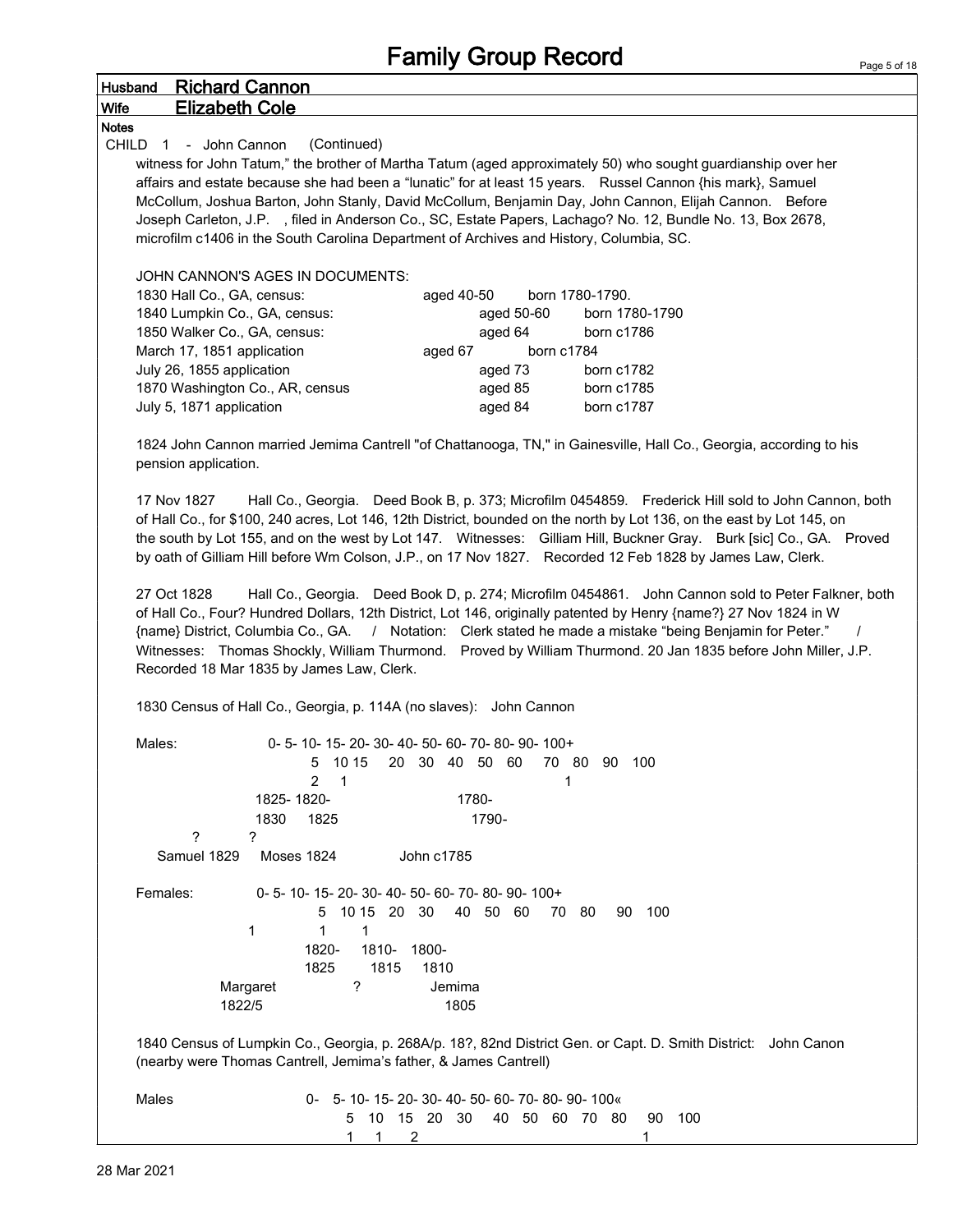# Family Group Record

**Husband** Richard Cannon

**Wife** Elizabeth Cole

**Notes**

CHILD 1 - John Cannon (Continued)

witness for John Tatum," the brother of Martha Tatum (aged approximately 50) who sought guardianship over her affairs and estate because she had been a "lunatic" for at least 15 years. Russel Cannon {his mark}, Samuel McCollum, Joshua Barton, John Stanly, David McCollum, Benjamin Day, John Cannon, Elijah Cannon. Before Joseph Carleton, J.P. , filed in Anderson Co., SC, Estate Papers, Lachago? No. 12, Bundle No. 13, Box 2678, microfilm c1406 in the South Carolina Department of Archives and History, Columbia, SC.

JOHN CANNON'S AGES IN DOCUMENTS:

| | | |
|---|---|---|
| 1830 Hall Co., GA, census: | aged 40-50 | born 1780-1790. |
| 1840 Lumpkin Co., GA, census: | aged 50-60 | born 1780-1790 |
| 1850 Walker Co., GA, census: | aged 64 | born c1786 |
| March 17, 1851 application | aged 67 | born c1784 |
| July 26, 1855 application | aged 73 | born c1782 |
| 1870 Washington Co., AR, census | aged 85 | born c1785 |
| July 5, 1871 application | aged 84 | born c1787 |

1824 John Cannon married Jemima Cantrell "of Chattanooga, TN," in Gainesville, Hall Co., Georgia, according to his pension application.

17 Nov 1827 Hall Co., Georgia. Deed Book B, p. 373; Microfilm 0454859. Frederick Hill sold to John Cannon, both of Hall Co., for $100, 240 acres, Lot 146, 12th District, bounded on the north by Lot 136, on the east by Lot 145, on the south by Lot 155, and on the west by Lot 147. Witnesses: Gilliam Hill, Buckner Gray. Burk [sic] Co., GA. Proved by oath of Gilliam Hill before Wm Colson, J.P., on 17 Nov 1827. Recorded 12 Feb 1828 by James Law, Clerk.

27 Oct 1828 Hall Co., Georgia. Deed Book D, p. 274; Microfilm 0454861. John Cannon sold to Peter Falkner, both of Hall Co., Four? Hundred Dollars, 12th District, Lot 146, originally patented by Henry {name?} 27 Nov 1824 in W {name} District, Columbia Co., GA. / Notation: Clerk stated he made a mistake "being Benjamin for Peter." / Witnesses: Thomas Shockly, William Thurmond. Proved by William Thurmond. 20 Jan 1835 before John Miller, J.P. Recorded 18 Mar 1835 by James Law, Clerk.

1830 Census of Hall Co., Georgia, p. 114A (no slaves): John Cannon

| Males: | 0-5 | 5-10 | 10-15 | 15-20 | 20-30 | 30-40 | 40-50 | 50-60 | 60-70 | 70-80 | 80-90 | 90-100 | 100+ |
|---|---|---|---|---|---|---|---|---|---|---|---|---|---|
| | 2 | 1 | | | | | 1 | | | | | | |
| | 1825-1830 | 1820-1825 | | | | | 1780-1790- | | | | | | |
| | ? Samuel 1829 | ? Moses 1824 | | | | | John c1785 | | | | | | |

| Females: | 0-5 | 5-10 | 10-15 | 15-20 | 20-30 | 30-40 | 40-50 | 50-60 | 60-70 | 70-80 | 80-90 | 90-100 | 100+ |
|---|---|---|---|---|---|---|---|---|---|---|---|---|---|
| | 1 | 1 | | 1 | | | | | | | | | |
| | | 1820-1825 | | 1810-1815 | 1800-1810 | | | | | | | | |
| | Margaret 1822/5 | | | ? | Jemima 1805 | | | | | | | | |

1840 Census of Lumpkin Co., Georgia, p. 268A/p. 18?, 82nd District Gen. or Capt. D. Smith District: John Canon (nearby were Thomas Cantrell, Jemima's father, & James Cantrell)

| Males | 0-5 | 5-10 | 10-15 | 15-20 | 20-30 | 30-40 | 40-50 | 50-60 | 60-70 | 70-80 | 80-90 | 90-100 | 100« |
|---|---|---|---|---|---|---|---|---|---|---|---|---|---|
| | 1 | 1 | 2 | | | | | 1 | | | | | |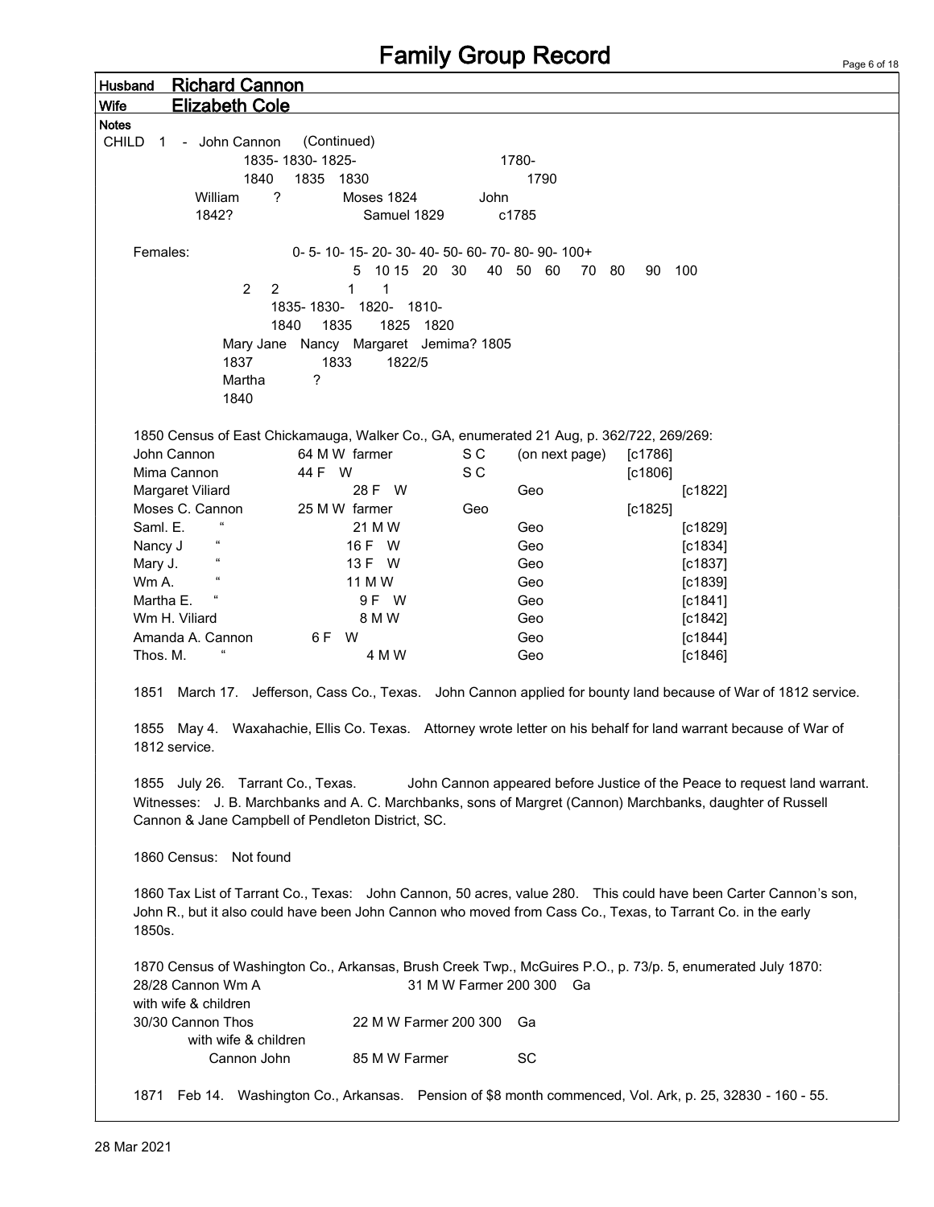# Family Group Record

**Husband** **Richard Cannon**

**Wife** **Elizabeth Cole**

**Notes**

CHILD 1 - John Cannon (Continued)

```
                 1835- 1830- 1825-                 1780-
                 1840   1835  1830                  1790
          William    ?       Moses 1824         John
          1842?                 Samuel 1829      c1785

   Females:              0- 5- 10- 15- 20- 30- 40- 50- 60- 70- 80- 90- 100+
                              5  10 15  20  30   40  50  60   70  80   90  100
                 2    2            1     1
                    1835- 1830-  1820-  1810-
                    1840   1835     1825  1820
             Mary Jane  Nancy  Margaret  Jemima? 1805
             1837          1833       1822/5
             Martha         ?
             1840
```

1850 Census of East Chickamauga, Walker Co., GA, enumerated 21 Aug, p. 362/722, 269/269:

| Name | Age/Sex/Race/Occupation | Birthplace | | Est. birth |
|---|---|---|---|---|
| John Cannon | 64 M W farmer | S C | (on next page) | [c1786] |
| Mima Cannon | 44 F W | S C | | [c1806] |
| Margaret Viliard | 28 F W | Geo | | [c1822] |
| Moses C. Cannon | 25 M W farmer | Geo | | [c1825] |
| Saml. E. " | 21 M W | Geo | | [c1829] |
| Nancy J " | 16 F W | Geo | | [c1834] |
| Mary J. " | 13 F W | Geo | | [c1837] |
| Wm A. " | 11 M W | Geo | | [c1839] |
| Martha E. " | 9 F W | Geo | | [c1841] |
| Wm H. Viliard | 8 M W | Geo | | [c1842] |
| Amanda A. Cannon | 6 F W | Geo | | [c1844] |
| Thos. M. " | 4 M W | Geo | | [c1846] |

1851 March 17. Jefferson, Cass Co., Texas. John Cannon applied for bounty land because of War of 1812 service.

1855 May 4. Waxahachie, Ellis Co. Texas. Attorney wrote letter on his behalf for land warrant because of War of 1812 service.

1855 July 26. Tarrant Co., Texas. John Cannon appeared before Justice of the Peace to request land warrant. Witnesses: J. B. Marchbanks and A. C. Marchbanks, sons of Margret (Cannon) Marchbanks, daughter of Russell Cannon & Jane Campbell of Pendleton District, SC.

1860 Census: Not found

1860 Tax List of Tarrant Co., Texas: John Cannon, 50 acres, value 280. This could have been Carter Cannon's son, John R., but it also could have been John Cannon who moved from Cass Co., Texas, to Tarrant Co. in the early 1850s.

1870 Census of Washington Co., Arkansas, Brush Creek Twp., McGuires P.O., p. 73/p. 5, enumerated July 1870:

28/28 Cannon Wm A — 31 M W Farmer 200 300 Ga
with wife & children

30/30 Cannon Thos — 22 M W Farmer 200 300 Ga
with wife & children
Cannon John — 85 M W Farmer — SC

1871 Feb 14. Washington Co., Arkansas. Pension of $8 month commenced, Vol. Ark, p. 25, 32830 - 160 - 55.

28 Mar 2021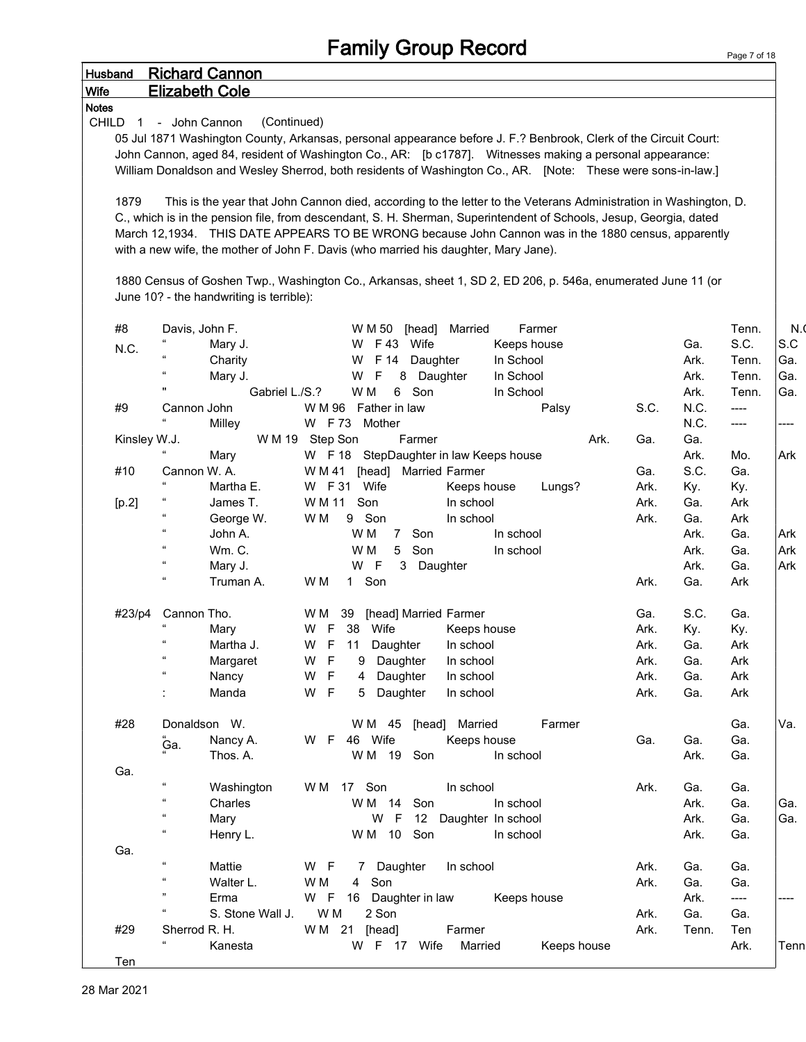# Family Group Record

**Husband** Richard Cannon

**Wife** Elizabeth Cole

**Notes**

CHILD 1 - John Cannon (Continued)

05 Jul 1871 Washington County, Arkansas, personal appearance before J. F.? Benbrook, Clerk of the Circuit Court: John Cannon, aged 84, resident of Washington Co., AR: [b c1787]. Witnesses making a personal appearance: William Donaldson and Wesley Sherrod, both residents of Washington Co., AR. [Note: These were sons-in-law.]

1879 This is the year that John Cannon died, according to the letter to the Veterans Administration in Washington, D. C., which is in the pension file, from descendant, S. H. Sherman, Superintendent of Schools, Jesup, Georgia, dated March 12,1934. THIS DATE APPEARS TO BE WRONG because John Cannon was in the 1880 census, apparently with a new wife, the mother of John F. Davis (who married his daughter, Mary Jane).

1880 Census of Goshen Twp., Washington Co., Arkansas, sheet 1, SD 2, ED 206, p. 546a, enumerated June 11 (or June 10? - the handwriting is terrible):

```
#8      Davis, John F.              W M 50  [head]  Married     Farmer                              Tenn.   N.C.
N.C.    "       Mary J.             W  F 43  Wife          Keeps house                   Ga.     S.C.    S.C
        "       Charity             W  F 14  Daughter      In School                     Ark.    Tenn.   Ga.
        "       Mary J.             W  F   8  Daughter     In School                     Ark.    Tenn.   Ga.
        "       Gabriel L./S.?      W M   6  Son           In School                     Ark.    Tenn.   Ga.
#9      Cannon John                 W M 96  Father in law              Palsy      S.C.   N.C.    ----
        "       Milley              W  F 73  Mother                                      N.C.    ----    ----
Kinsley W.J.            W M 19  Step Son      Farmer                     Ark.     Ga.    Ga.
        "       Mary                W  F 18  StepDaughter in law Keeps house             Ark.    Mo.     Ark
#10     Cannon W. A.                W M 41  [head]  Married Farmer                Ga.    S.C.    Ga.
        "       Martha E.           W  F 31  Wife          Keeps house      Lungs?       Ark.    Ky.     Ky.
[p.2]   "       James T.            W M 11  Son            In school                     Ark.    Ga.     Ark
        "       George W.           W M   9  Son           In school                     Ark.    Ga.     Ark
        "       John A.             W M   7  Son           In school                     Ark.    Ga.     Ark
        "       Wm. C.              W M   5  Son           In school                     Ark.    Ga.     Ark
        "       Mary J.             W  F   3  Daughter                                   Ark.    Ga.     Ark
        "       Truman A.           W M   1  Son                                         Ark.    Ga.     Ark

#23/p4  Cannon Tho.                 W M  39  [head] Married Farmer                Ga.    S.C.    Ga.
        "       Mary                W  F  38  Wife         Keeps house                   Ark.    Ky.     Ky.
        "       Martha J.           W  F  11  Daughter     In school                     Ark.    Ga.     Ark
        "       Margaret            W  F   9  Daughter     In school                     Ark.    Ga.     Ark
        "       Nancy               W  F   4  Daughter     In school                     Ark.    Ga.     Ark
        :       Manda               W  F   5  Daughter     In school                     Ark.    Ga.     Ark

#28     Donaldson  W.               W M  45  [head]  Married      Farmer                      Ga.     Va.
        "Ga.    Nancy A.            W  F  46  Wife         Keeps house            Ga.    Ga.     Ga.
        "       Thos. A.            W M  19  Son           In school                     Ark.    Ga.
Ga.
        "       Washington          W M  17  Son           In school              Ark.   Ga.     Ga.
        "       Charles             W M  14  Son           In school                     Ark.    Ga.     Ga.
        "       Mary                W  F  12  Daughter     In school                     Ark.    Ga.     Ga.
        "       Henry L.            W M  10  Son           In school                     Ark.    Ga.
Ga.
        "       Mattie              W  F   7  Daughter     In school              Ark.   Ga.     Ga.
        "       Walter L.           W M   4  Son                                  Ark.   Ga.     Ga.
        "       Erma                W  F  16  Daughter in law     Keeps house            Ark.    ----    ----
        "       S. Stone Wall J.    W M   2 Son                                   Ark.   Ga.     Ga.
#29     Sherrod R. H.               W M  21  [head]        Farmer                 Ark.   Tenn.   Ten
        "       Kanesta             W  F  17  Wife   Married         Keeps house                 Ark.    Tenn
Ten
```

28 Mar 2021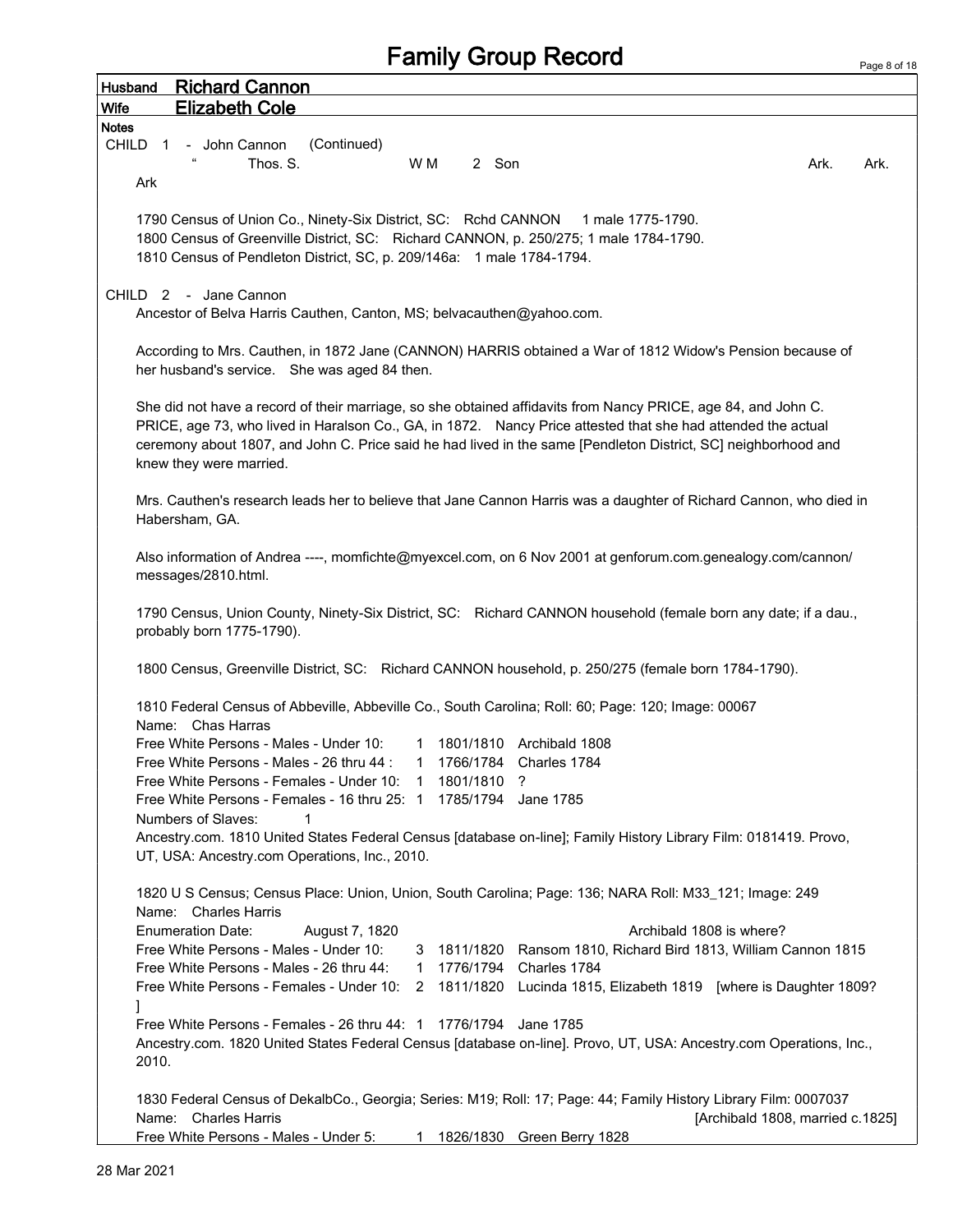# Family Group Record

**Husband** Richard Cannon
**Wife** Elizabeth Cole

**Notes**

CHILD 1 - John Cannon (Continued)

| | | | | | | |
|---|---|---|---|---|---|---|
| " | Thos. S. | W M | 2 | Son | Ark. | Ark. |

Ark

1790 Census of Union Co., Ninety-Six District, SC: Rchd CANNON 1 male 1775-1790.
1800 Census of Greenville District, SC: Richard CANNON, p. 250/275; 1 male 1784-1790.
1810 Census of Pendleton District, SC, p. 209/146a: 1 male 1784-1794.

CHILD 2 - Jane Cannon

Ancestor of Belva Harris Cauthen, Canton, MS; belvacauthen@yahoo.com.

According to Mrs. Cauthen, in 1872 Jane (CANNON) HARRIS obtained a War of 1812 Widow's Pension because of her husband's service. She was aged 84 then.

She did not have a record of their marriage, so she obtained affidavits from Nancy PRICE, age 84, and John C. PRICE, age 73, who lived in Haralson Co., GA, in 1872. Nancy Price attested that she had attended the actual ceremony about 1807, and John C. Price said he had lived in the same [Pendleton District, SC] neighborhood and knew they were married.

Mrs. Cauthen's research leads her to believe that Jane Cannon Harris was a daughter of Richard Cannon, who died in Habersham, GA.

Also information of Andrea ----, momfichte@myexcel.com, on 6 Nov 2001 at genforum.com.genealogy.com/cannon/messages/2810.html.

1790 Census, Union County, Ninety-Six District, SC: Richard CANNON household (female born any date; if a dau., probably born 1775-1790).

1800 Census, Greenville District, SC: Richard CANNON household, p. 250/275 (female born 1784-1790).

1810 Federal Census of Abbeville, Abbeville Co., South Carolina; Roll: 60; Page: 120; Image: 00067
Name: Chas Harras

| | | | |
|---|---|---|---|
| Free White Persons - Males - Under 10: | 1 | 1801/1810 | Archibald 1808 |
| Free White Persons - Males - 26 thru 44 : | 1 | 1766/1784 | Charles 1784 |
| Free White Persons - Females - Under 10: | 1 | 1801/1810 | ? |
| Free White Persons - Females - 16 thru 25: | 1 | 1785/1794 | Jane 1785 |
| Numbers of Slaves: | 1 | | |

Ancestry.com. 1810 United States Federal Census [database on-line]; Family History Library Film: 0181419. Provo, UT, USA: Ancestry.com Operations, Inc., 2010.

1820 U S Census; Census Place: Union, Union, South Carolina; Page: 136; NARA Roll: M33_121; Image: 249
Name: Charles Harris

| | | | |
|---|---|---|---|
| Enumeration Date: | August 7, 1820 | | Archibald 1808 is where? |
| Free White Persons - Males - Under 10: | 3 | 1811/1820 | Ransom 1810, Richard Bird 1813, William Cannon 1815 |
| Free White Persons - Males - 26 thru 44: | 1 | 1776/1794 | Charles 1784 |
| Free White Persons - Females - Under 10: | 2 | 1811/1820 | Lucinda 1815, Elizabeth 1819 [where is Daughter 1809? ] |
| Free White Persons - Females - 26 thru 44: | 1 | 1776/1794 | Jane 1785 |

Ancestry.com. 1820 United States Federal Census [database on-line]. Provo, UT, USA: Ancestry.com Operations, Inc., 2010.

1830 Federal Census of DekalbCo., Georgia; Series: M19; Roll: 17; Page: 44; Family History Library Film: 0007037
Name: Charles Harris [Archibald 1808, married c.1825]

| | | | |
|---|---|---|---|
| Free White Persons - Males - Under 5: | 1 | 1826/1830 | Green Berry 1828 |

28 Mar 2021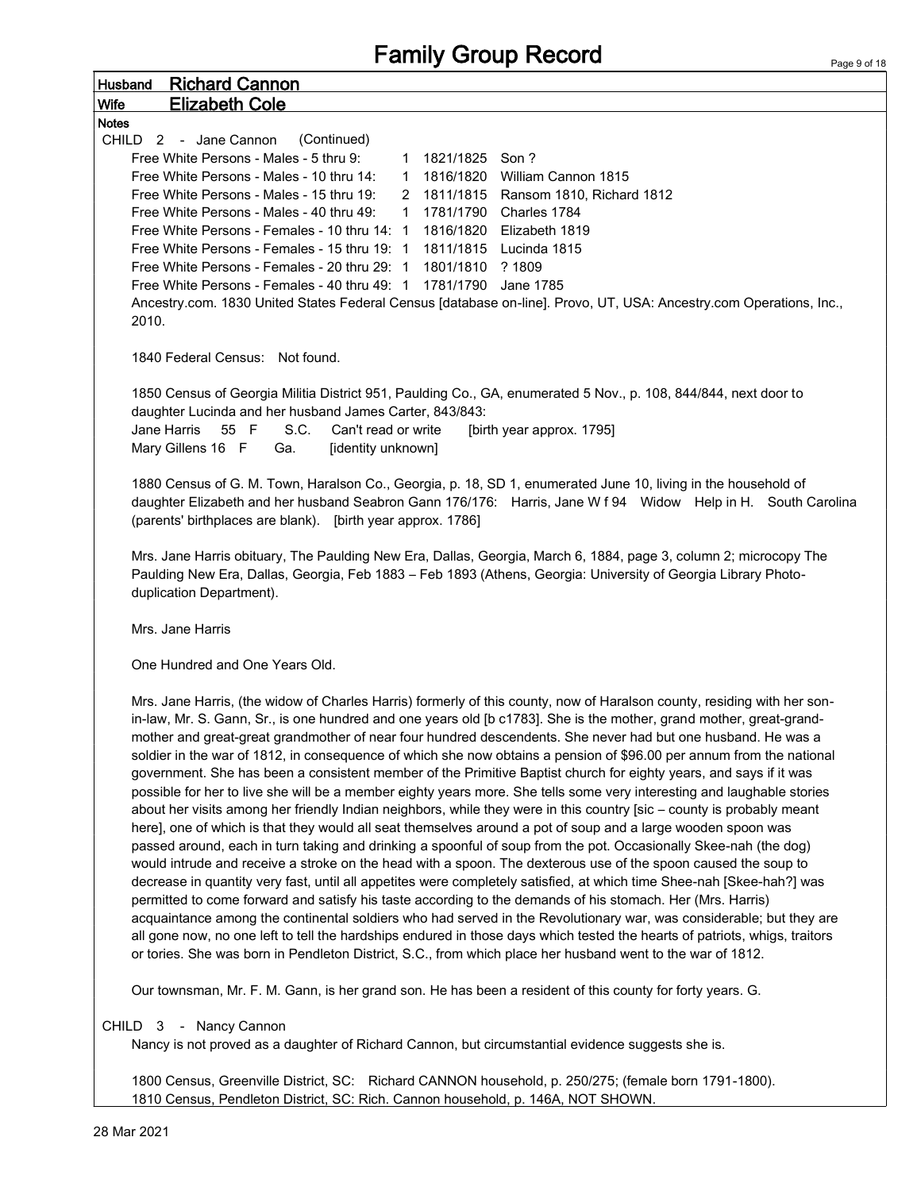# Family Group Record

**Husband** **Richard Cannon**

**Wife** **Elizabeth Cole**

**Notes**

CHILD 2 - Jane Cannon (Continued)

| | | | |
|---|---|---|---|
| Free White Persons - Males - 5 thru 9: | 1 | 1821/1825 | Son ? |
| Free White Persons - Males - 10 thru 14: | 1 | 1816/1820 | William Cannon 1815 |
| Free White Persons - Males - 15 thru 19: | 2 | 1811/1815 | Ransom 1810, Richard 1812 |
| Free White Persons - Males - 40 thru 49: | 1 | 1781/1790 | Charles 1784 |
| Free White Persons - Females - 10 thru 14: | 1 | 1816/1820 | Elizabeth 1819 |
| Free White Persons - Females - 15 thru 19: | 1 | 1811/1815 | Lucinda 1815 |
| Free White Persons - Females - 20 thru 29: | 1 | 1801/1810 | ? 1809 |
| Free White Persons - Females - 40 thru 49: | 1 | 1781/1790 | Jane 1785 |

Ancestry.com. 1830 United States Federal Census [database on-line]. Provo, UT, USA: Ancestry.com Operations, Inc., 2010.

1840 Federal Census: Not found.

1850 Census of Georgia Militia District 951, Paulding Co., GA, enumerated 5 Nov., p. 108, 844/844, next door to daughter Lucinda and her husband James Carter, 843/843:

Jane Harris 55 F S.C. Can't read or write [birth year approx. 1795]
Mary Gillens 16 F Ga. [identity unknown]

1880 Census of G. M. Town, Haralson Co., Georgia, p. 18, SD 1, enumerated June 10, living in the household of daughter Elizabeth and her husband Seabron Gann 176/176: Harris, Jane W f 94 Widow Help in H. South Carolina (parents' birthplaces are blank). [birth year approx. 1786]

Mrs. Jane Harris obituary, The Paulding New Era, Dallas, Georgia, March 6, 1884, page 3, column 2; microcopy The Paulding New Era, Dallas, Georgia, Feb 1883 – Feb 1893 (Athens, Georgia: University of Georgia Library Photo-duplication Department).

Mrs. Jane Harris

One Hundred and One Years Old.

Mrs. Jane Harris, (the widow of Charles Harris) formerly of this county, now of Haralson county, residing with her son-in-law, Mr. S. Gann, Sr., is one hundred and one years old [b c1783]. She is the mother, grand mother, great-grand-mother and great-great grandmother of near four hundred descendents. She never had but one husband. He was a soldier in the war of 1812, in consequence of which she now obtains a pension of $96.00 per annum from the national government. She has been a consistent member of the Primitive Baptist church for eighty years, and says if it was possible for her to live she will be a member eighty years more. She tells some very interesting and laughable stories about her visits among her friendly Indian neighbors, while they were in this country [sic – county is probably meant here], one of which is that they would all seat themselves around a pot of soup and a large wooden spoon was passed around, each in turn taking and drinking a spoonful of soup from the pot. Occasionally Skee-nah (the dog) would intrude and receive a stroke on the head with a spoon. The dexterous use of the spoon caused the soup to decrease in quantity very fast, until all appetites were completely satisfied, at which time Shee-nah [Skee-hah?] was permitted to come forward and satisfy his taste according to the demands of his stomach. Her (Mrs. Harris) acquaintance among the continental soldiers who had served in the Revolutionary war, was considerable; but they are all gone now, no one left to tell the hardships endured in those days which tested the hearts of patriots, whigs, traitors or tories. She was born in Pendleton District, S.C., from which place her husband went to the war of 1812.

Our townsman, Mr. F. M. Gann, is her grand son. He has been a resident of this county for forty years. G.

CHILD 3 - Nancy Cannon

Nancy is not proved as a daughter of Richard Cannon, but circumstantial evidence suggests she is.

1800 Census, Greenville District, SC: Richard CANNON household, p. 250/275; (female born 1791-1800).
1810 Census, Pendleton District, SC: Rich. Cannon household, p. 146A, NOT SHOWN.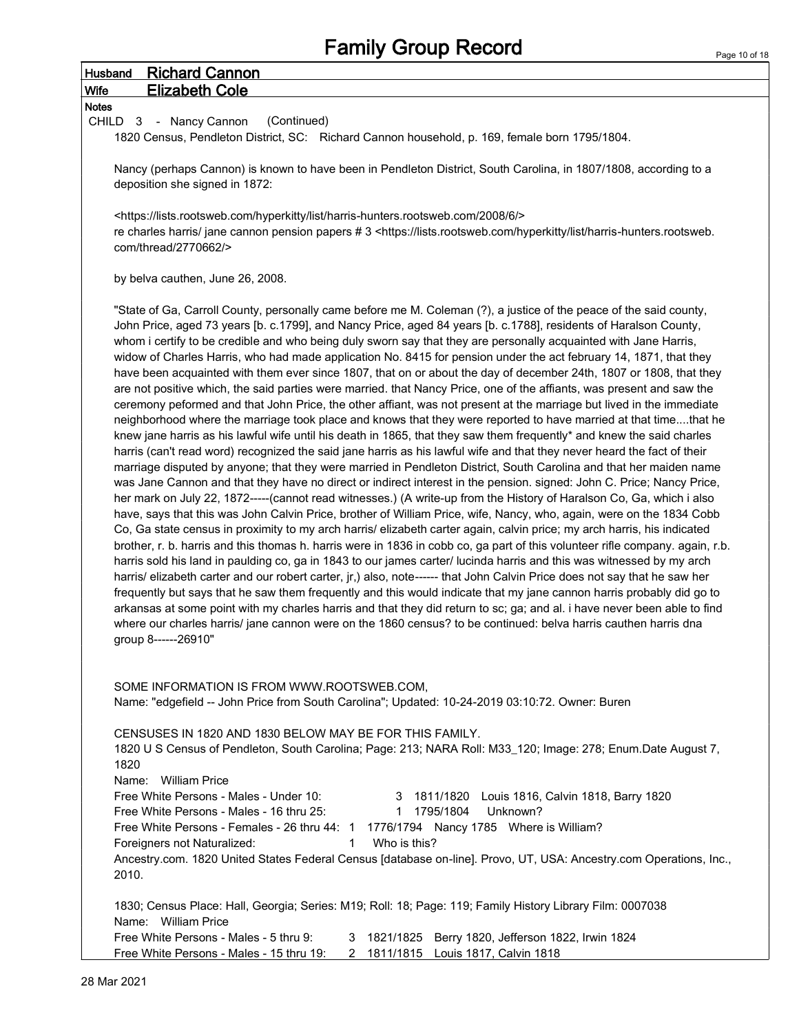# Family Group Record

**Husband** Richard Cannon

**Wife** Elizabeth Cole

**Notes**

CHILD 3 - Nancy Cannon (Continued)

1820 Census, Pendleton District, SC: Richard Cannon household, p. 169, female born 1795/1804.

Nancy (perhaps Cannon) is known to have been in Pendleton District, South Carolina, in 1807/1808, according to a deposition she signed in 1872:

<https://lists.rootsweb.com/hyperkitty/list/harris-hunters.rootsweb.com/2008/6/>
re charles harris/ jane cannon pension papers # 3 <https://lists.rootsweb.com/hyperkitty/list/harris-hunters.rootsweb.com/thread/2770662/>

by belva cauthen, June 26, 2008.

"State of Ga, Carroll County, personally came before me M. Coleman (?), a justice of the peace of the said county, John Price, aged 73 years [b. c.1799], and Nancy Price, aged 84 years [b. c.1788], residents of Haralson County, whom i certify to be credible and who being duly sworn say that they are personally acquainted with Jane Harris, widow of Charles Harris, who had made application No. 8415 for pension under the act february 14, 1871, that they have been acquainted with them ever since 1807, that on or about the day of december 24th, 1807 or 1808, that they are not positive which, the said parties were married. that Nancy Price, one of the affiants, was present and saw the ceremony peformed and that John Price, the other affiant, was not present at the marriage but lived in the immediate neighborhood where the marriage took place and knows that they were reported to have married at that time....that he knew jane harris as his lawful wife until his death in 1865, that they saw them frequently* and knew the said charles harris (can't read word) recognized the said jane harris as his lawful wife and that they never heard the fact of their marriage disputed by anyone; that they were married in Pendleton District, South Carolina and that her maiden name was Jane Cannon and that they have no direct or indirect interest in the pension. signed: John C. Price; Nancy Price, her mark on July 22, 1872-----(cannot read witnesses.) (A write-up from the History of Haralson Co, Ga, which i also have, says that this was John Calvin Price, brother of William Price, wife, Nancy, who, again, were on the 1834 Cobb Co, Ga state census in proximity to my arch harris/ elizabeth carter again, calvin price; my arch harris, his indicated brother, r. b. harris and this thomas h. harris were in 1836 in cobb co, ga part of this volunteer rifle company. again, r.b. harris sold his land in paulding co, ga in 1843 to our james carter/ lucinda harris and this was witnessed by my arch harris/ elizabeth carter and our robert carter, jr,) also, note------ that John Calvin Price does not say that he saw her frequently but says that he saw them frequently and this would indicate that my jane cannon harris probably did go to arkansas at some point with my charles harris and that they did return to sc; ga; and al. i have never been able to find where our charles harris/ jane cannon were on the 1860 census? to be continued: belva harris cauthen harris dna group 8------26910"

SOME INFORMATION IS FROM WWW.ROOTSWEB.COM,
Name: "edgefield -- John Price from South Carolina"; Updated: 10-24-2019 03:10:72. Owner: Buren

CENSUSES IN 1820 AND 1830 BELOW MAY BE FOR THIS FAMILY.
1820 U S Census of Pendleton, South Carolina; Page: 213; NARA Roll: M33_120; Image: 278; Enum.Date August 7, 1820
Name: William Price
Free White Persons - Males - Under 10: 3 1811/1820 Louis 1816, Calvin 1818, Barry 1820
Free White Persons - Males - 16 thru 25: 1 1795/1804 Unknown?
Free White Persons - Females - 26 thru 44: 1 1776/1794 Nancy 1785 Where is William?
Foreigners not Naturalized: 1 Who is this?
Ancestry.com. 1820 United States Federal Census [database on-line]. Provo, UT, USA: Ancestry.com Operations, Inc., 2010.

1830; Census Place: Hall, Georgia; Series: M19; Roll: 18; Page: 119; Family History Library Film: 0007038
Name: William Price
Free White Persons - Males - 5 thru 9: 3 1821/1825 Berry 1820, Jefferson 1822, Irwin 1824
Free White Persons - Males - 15 thru 19: 2 1811/1815 Louis 1817, Calvin 1818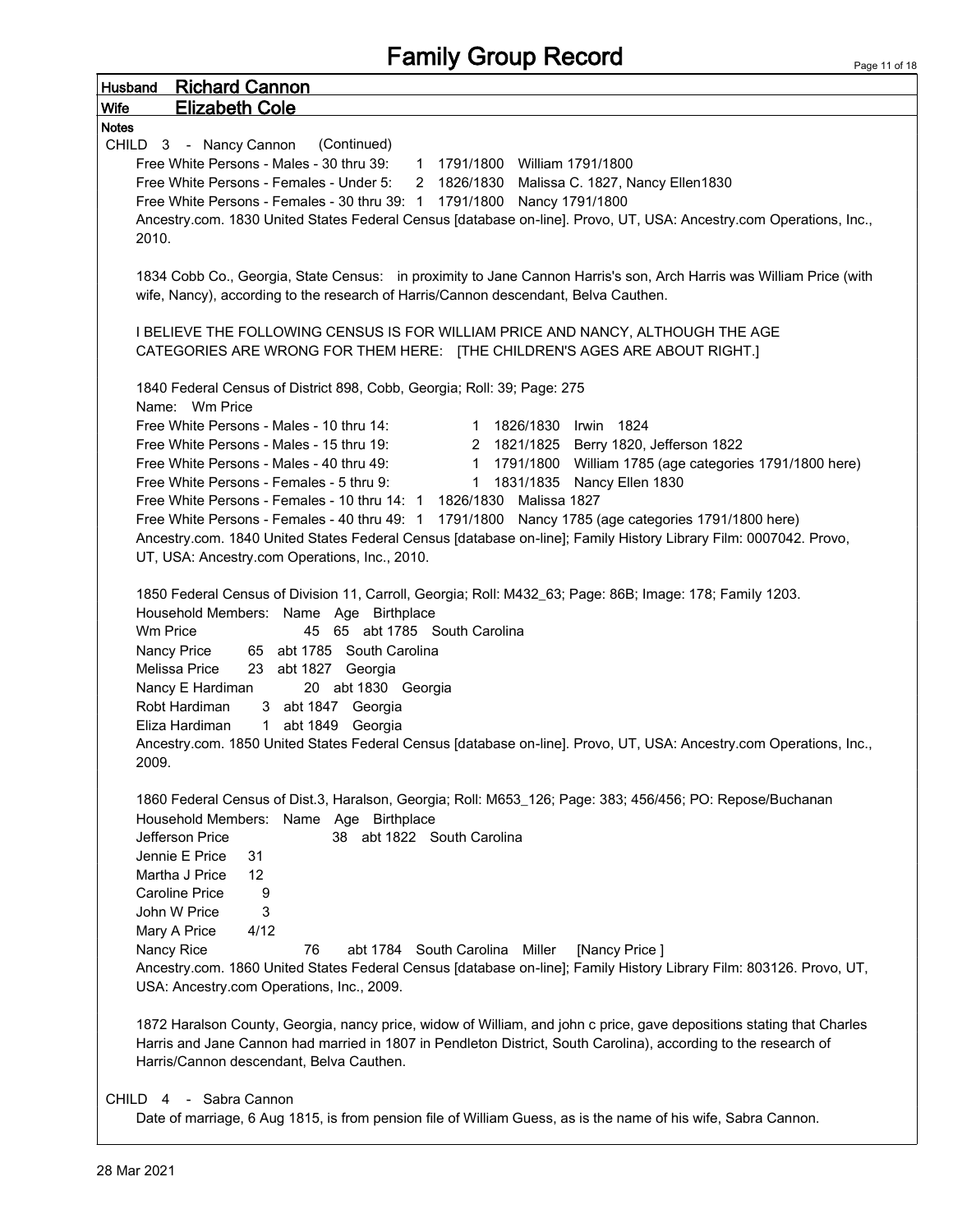# Family Group Record

**Husband** **Richard Cannon**

**Wife** **Elizabeth Cole**

**Notes**

CHILD 3 - Nancy Cannon (Continued)

Free White Persons - Males - 30 thru 39: 1 1791/1800 William 1791/1800
Free White Persons - Females - Under 5: 2 1826/1830 Malissa C. 1827, Nancy Ellen1830
Free White Persons - Females - 30 thru 39: 1 1791/1800 Nancy 1791/1800
Ancestry.com. 1830 United States Federal Census [database on-line]. Provo, UT, USA: Ancestry.com Operations, Inc., 2010.

1834 Cobb Co., Georgia, State Census: in proximity to Jane Cannon Harris's son, Arch Harris was William Price (with wife, Nancy), according to the research of Harris/Cannon descendant, Belva Cauthen.

I BELIEVE THE FOLLOWING CENSUS IS FOR WILLIAM PRICE AND NANCY, ALTHOUGH THE AGE CATEGORIES ARE WRONG FOR THEM HERE: [THE CHILDREN'S AGES ARE ABOUT RIGHT.]

1840 Federal Census of District 898, Cobb, Georgia; Roll: 39; Page: 275
Name: Wm Price
Free White Persons - Males - 10 thru 14: 1 1826/1830 Irwin 1824
Free White Persons - Males - 15 thru 19: 2 1821/1825 Berry 1820, Jefferson 1822
Free White Persons - Males - 40 thru 49: 1 1791/1800 William 1785 (age categories 1791/1800 here)
Free White Persons - Females - 5 thru 9: 1 1831/1835 Nancy Ellen 1830
Free White Persons - Females - 10 thru 14: 1 1826/1830 Malissa 1827
Free White Persons - Females - 40 thru 49: 1 1791/1800 Nancy 1785 (age categories 1791/1800 here)
Ancestry.com. 1840 United States Federal Census [database on-line]; Family History Library Film: 0007042. Provo, UT, USA: Ancestry.com Operations, Inc., 2010.

1850 Federal Census of Division 11, Carroll, Georgia; Roll: M432_63; Page: 86B; Image: 178; Family 1203.
Household Members: Name Age Birthplace
Wm Price 45 65 abt 1785 South Carolina
Nancy Price 65 abt 1785 South Carolina
Melissa Price 23 abt 1827 Georgia
Nancy E Hardiman 20 abt 1830 Georgia
Robt Hardiman 3 abt 1847 Georgia
Eliza Hardiman 1 abt 1849 Georgia
Ancestry.com. 1850 United States Federal Census [database on-line]. Provo, UT, USA: Ancestry.com Operations, Inc., 2009.

1860 Federal Census of Dist.3, Haralson, Georgia; Roll: M653_126; Page: 383; 456/456; PO: Repose/Buchanan
Household Members: Name Age Birthplace
Jefferson Price 38 abt 1822 South Carolina
Jennie E Price 31
Martha J Price 12
Caroline Price 9
John W Price 3
Mary A Price 4/12
Nancy Rice 76 abt 1784 South Carolina Miller [Nancy Price ]
Ancestry.com. 1860 United States Federal Census [database on-line]; Family History Library Film: 803126. Provo, UT, USA: Ancestry.com Operations, Inc., 2009.

1872 Haralson County, Georgia, nancy price, widow of William, and john c price, gave depositions stating that Charles Harris and Jane Cannon had married in 1807 in Pendleton District, South Carolina), according to the research of Harris/Cannon descendant, Belva Cauthen.

CHILD 4 - Sabra Cannon

Date of marriage, 6 Aug 1815, is from pension file of William Guess, as is the name of his wife, Sabra Cannon.

28 Mar 2021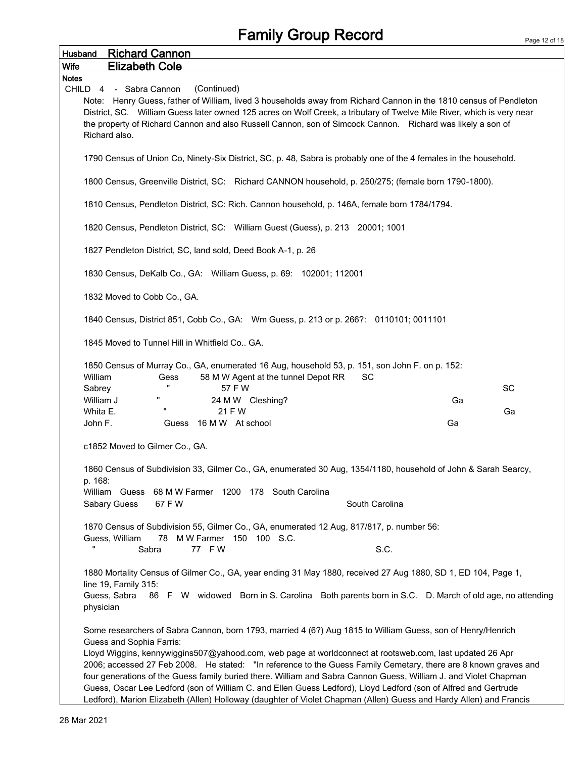# Family Group Record

**Husband** Richard Cannon

**Wife** Elizabeth Cole

**Notes**

CHILD 4 - Sabra Cannon (Continued)

Note: Henry Guess, father of William, lived 3 households away from Richard Cannon in the 1810 census of Pendleton District, SC. William Guess later owned 125 acres on Wolf Creek, a tributary of Twelve Mile River, which is very near the property of Richard Cannon and also Russell Cannon, son of Simcock Cannon. Richard was likely a son of Richard also.

1790 Census of Union Co, Ninety-Six District, SC, p. 48, Sabra is probably one of the 4 females in the household.

1800 Census, Greenville District, SC: Richard CANNON household, p. 250/275; (female born 1790-1800).

1810 Census, Pendleton District, SC: Rich. Cannon household, p. 146A, female born 1784/1794.

1820 Census, Pendleton District, SC: William Guest (Guess), p. 213 20001; 1001

1827 Pendleton District, SC, land sold, Deed Book A-1, p. 26

1830 Census, DeKalb Co., GA: William Guess, p. 69: 102001; 112001

1832 Moved to Cobb Co., GA.

1840 Census, District 851, Cobb Co., GA: Wm Guess, p. 213 or p. 266?: 0110101; 0011101

1845 Moved to Tunnel Hill in Whitfield Co.. GA.

1850 Census of Murray Co., GA, enumerated 16 Aug, household 53, p. 151, son John F. on p. 152:

| | | | | |
|---|---|---|---|---|
| William | Gess | 58 M W Agent at the tunnel Depot RR | SC | |
| Sabrey | " | 57 F W | | SC |
| William J | " | 24 M W Cleshing? | Ga | |
| Whita E. | " | 21 F W | | Ga |
| John F. | Guess | 16 M W At school | Ga | |

c1852 Moved to Gilmer Co., GA.

1860 Census of Subdivision 33, Gilmer Co., GA, enumerated 30 Aug, 1354/1180, household of John & Sarah Searcy, p. 168:

| | | |
|---|---|---|
| William Guess | 68 M W Farmer 1200 178 South Carolina | |
| Sabary Guess | 67 F W | South Carolina |

1870 Census of Subdivision 55, Gilmer Co., GA, enumerated 12 Aug, 817/817, p. number 56:

| | | |
|---|---|---|
| Guess, William | 78 M W Farmer 150 100 S.C. | |
| " Sabra | 77 F W | S.C. |

1880 Mortality Census of Gilmer Co., GA, year ending 31 May 1880, received 27 Aug 1880, SD 1, ED 104, Page 1, line 19, Family 315:

Guess, Sabra 86 F W widowed Born in S. Carolina Both parents born in S.C. D. March of old age, no attending physician

Some researchers of Sabra Cannon, born 1793, married 4 (6?) Aug 1815 to William Guess, son of Henry/Henrich Guess and Sophia Farris:

Lloyd Wiggins, kennywiggins507@yahood.com, web page at worldconnect at rootsweb.com, last updated 26 Apr 2006; accessed 27 Feb 2008. He stated: "In reference to the Guess Family Cemetary, there are 8 known graves and four generations of the Guess family buried there. William and Sabra Cannon Guess, William J. and Violet Chapman Guess, Oscar Lee Ledford (son of William C. and Ellen Guess Ledford), Lloyd Ledford (son of Alfred and Gertrude Ledford), Marion Elizabeth (Allen) Holloway (daughter of Violet Chapman (Allen) Guess and Hardy Allen) and Francis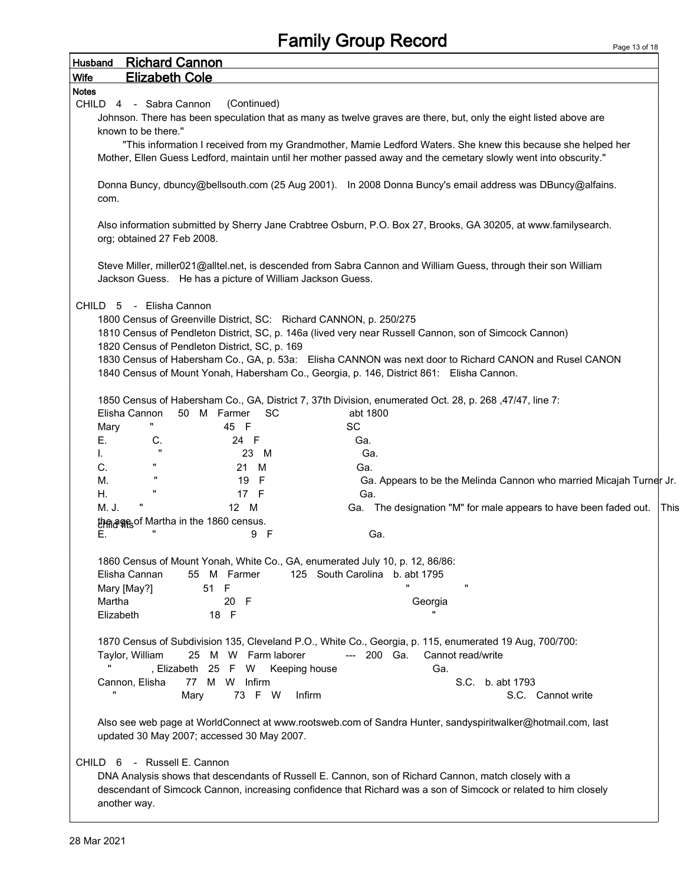# Family Group Record

**Husband** Richard Cannon

**Wife** Elizabeth Cole

**Notes**

CHILD 4 - Sabra Cannon (Continued)

Johnson. There has been speculation that as many as twelve graves are there, but, only the eight listed above are known to be there."

"This information I received from my Grandmother, Mamie Ledford Waters. She knew this because she helped her Mother, Ellen Guess Ledford, maintain until her mother passed away and the cemetary slowly went into obscurity."

Donna Buncy, dbuncy@bellsouth.com (25 Aug 2001). In 2008 Donna Buncy's email address was DBuncy@alfains.com.

Also information submitted by Sherry Jane Crabtree Osburn, P.O. Box 27, Brooks, GA 30205, at www.familysearch.org; obtained 27 Feb 2008.

Steve Miller, miller021@alltel.net, is descended from Sabra Cannon and William Guess, through their son William Jackson Guess. He has a picture of William Jackson Guess.

CHILD 5 - Elisha Cannon

1800 Census of Greenville District, SC: Richard CANNON, p. 250/275
1810 Census of Pendleton District, SC, p. 146a (lived very near Russell Cannon, son of Simcock Cannon)
1820 Census of Pendleton District, SC, p. 169
1830 Census of Habersham Co., GA, p. 53a: Elisha CANNON was next door to Richard CANON and Rusel CANON
1840 Census of Mount Yonah, Habersham Co., Georgia, p. 146, District 861: Elisha Cannon.

1850 Census of Habersham Co., GA, District 7, 37th Division, enumerated Oct. 28, p. 268 ,47/47, line 7:

| | | | | | | |
|---|---|---|---|---|---|---|
| Elisha Cannon | | 50 | M | Farmer | SC | abt 1800 |
| Mary | " | 45 | F | | SC | |
| E. | C. | 24 | F | | Ga. | |
| I. | " | 23 | M | | Ga. | |
| C. | " | 21 | M | | Ga. | |
| M. | " | 19 | F | | Ga. Appears to be the Melinda Cannon who married Micajah Turner Jr. | |
| H. | " | 17 | F | | Ga. | |
| M. J. | " | 12 | M | | Ga. The designation "M" for male appears to have been faded out. This child fits the age of Martha in the 1860 census. | |
| E. | " | 9 | F | | Ga. | |

1860 Census of Mount Yonah, White Co., GA, enumerated July 10, p. 12, 86/86:

| | | | | | | |
|---|---|---|---|---|---|---|
| Elisha Cannan | 55 | M | Farmer | 125 | South Carolina | b. abt 1795 |
| Mary [May?] | 51 | F | | | " | " |
| Martha | 20 | F | | | Georgia | |
| Elizabeth | 18 | F | | | " | |

1870 Census of Subdivision 135, Cleveland P.O., White Co., Georgia, p. 115, enumerated 19 Aug, 700/700:

| | | | | | | | | |
|---|---|---|---|---|---|---|---|---|
| Taylor, William | 25 | M | W | Farm laborer | --- | 200 | Ga. | Cannot read/write |
| " , Elizabeth | 25 | F | W | Keeping house | | | Ga. | |
| Cannon, Elisha | 77 | M | W | Infirm | | | S.C. | b. abt 1793 |
| " Mary | 73 | F | W | Infirm | | | S.C. | Cannot write |

Also see web page at WorldConnect at www.rootsweb.com of Sandra Hunter, sandyspiritwalker@hotmail.com, last updated 30 May 2007; accessed 30 May 2007.

CHILD 6 - Russell E. Cannon

DNA Analysis shows that descendants of Russell E. Cannon, son of Richard Cannon, match closely with a descendant of Simcock Cannon, increasing confidence that Richard was a son of Simcock or related to him closely another way.

28 Mar 2021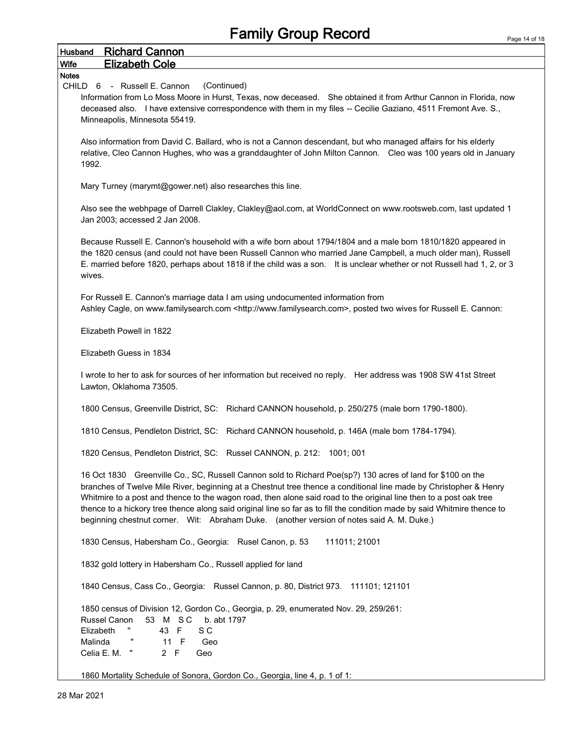# Family Group Record

**Husband** Richard Cannon

**Wife** Elizabeth Cole

**Notes**

CHILD 6 - Russell E. Cannon (Continued)

Information from Lo Moss Moore in Hurst, Texas, now deceased. She obtained it from Arthur Cannon in Florida, now deceased also. I have extensive correspondence with them in my files -- Cecilie Gaziano, 4511 Fremont Ave. S., Minneapolis, Minnesota 55419.

Also information from David C. Ballard, who is not a Cannon descendant, but who managed affairs for his elderly relative, Cleo Cannon Hughes, who was a granddaughter of John Milton Cannon. Cleo was 100 years old in January 1992.

Mary Turney (marymt@gower.net) also researches this line.

Also see the webhpage of Darrell Clakley, Clakley@aol.com, at WorldConnect on www.rootsweb.com, last updated 1 Jan 2003; accessed 2 Jan 2008.

Because Russell E. Cannon's household with a wife born about 1794/1804 and a male born 1810/1820 appeared in the 1820 census (and could not have been Russell Cannon who married Jane Campbell, a much older man), Russell E. married before 1820, perhaps about 1818 if the child was a son. It is unclear whether or not Russell had 1, 2, or 3 wives.

For Russell E. Cannon's marriage data I am using undocumented information from Ashley Cagle, on www.familysearch.com <http://www.familysearch.com>, posted two wives for Russell E. Cannon:

Elizabeth Powell in 1822

Elizabeth Guess in 1834

I wrote to her to ask for sources of her information but received no reply. Her address was 1908 SW 41st Street Lawton, Oklahoma 73505.

1800 Census, Greenville District, SC: Richard CANNON household, p. 250/275 (male born 1790-1800).

1810 Census, Pendleton District, SC: Richard CANNON household, p. 146A (male born 1784-1794).

1820 Census, Pendleton District, SC: Russel CANNON, p. 212: 1001; 001

16 Oct 1830 Greenville Co., SC, Russell Cannon sold to Richard Poe(sp?) 130 acres of land for $100 on the branches of Twelve Mile River, beginning at a Chestnut tree thence a conditional line made by Christopher & Henry Whitmire to a post and thence to the wagon road, then alone said road to the original line then to a post oak tree thence to a hickory tree thence along said original line so far as to fill the condition made by said Whitmire thence to beginning chestnut corner. Wit: Abraham Duke. (another version of notes said A. M. Duke.)

1830 Census, Habersham Co., Georgia: Rusel Canon, p. 53 111011; 21001

1832 gold lottery in Habersham Co., Russell applied for land

1840 Census, Cass Co., Georgia: Russel Cannon, p. 80, District 973. 111101; 121101

1850 census of Division 12, Gordon Co., Georgia, p. 29, enumerated Nov. 29, 259/261:

| | | | | |
|---|---|---|---|---|
| Russel Canon | 53 | M | S C | b. abt 1797 |
| Elizabeth " | 43 | F | S C | |
| Malinda " | 11 | F | Geo | |
| Celia E. M. " | 2 | F | Geo | |

1860 Mortality Schedule of Sonora, Gordon Co., Georgia, line 4, p. 1 of 1:

28 Mar 2021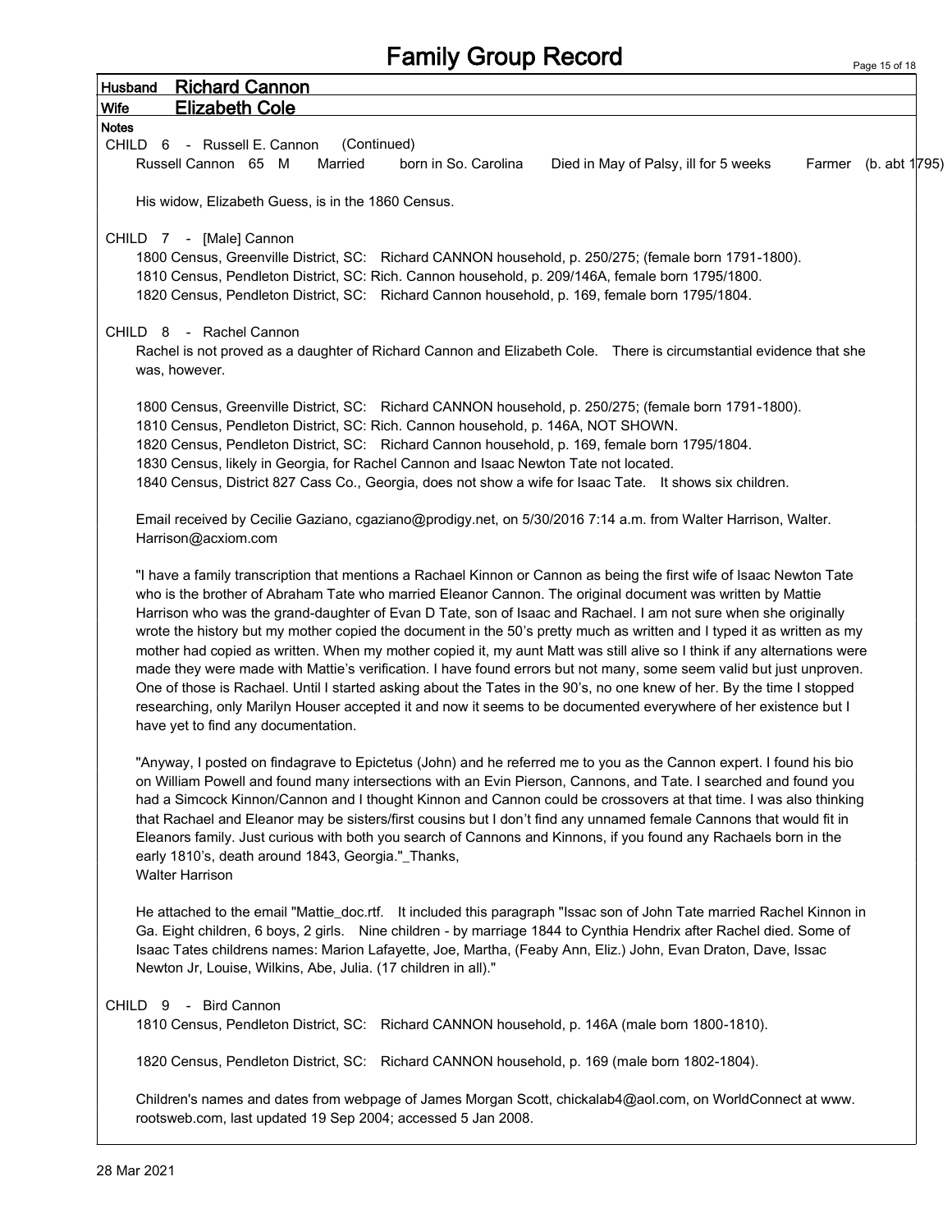# Family Group Record

**Husband** Richard Cannon

**Wife** Elizabeth Cole

**Notes**

CHILD 6 - Russell E. Cannon (Continued)

Russell Cannon 65 M Married born in So. Carolina Died in May of Palsy, ill for 5 weeks Farmer (b. abt 1795)

His widow, Elizabeth Guess, is in the 1860 Census.

CHILD 7 - [Male] Cannon

1800 Census, Greenville District, SC: Richard CANNON household, p. 250/275; (female born 1791-1800).
1810 Census, Pendleton District, SC: Rich. Cannon household, p. 209/146A, female born 1795/1800.
1820 Census, Pendleton District, SC: Richard Cannon household, p. 169, female born 1795/1804.

CHILD 8 - Rachel Cannon

Rachel is not proved as a daughter of Richard Cannon and Elizabeth Cole. There is circumstantial evidence that she was, however.

1800 Census, Greenville District, SC: Richard CANNON household, p. 250/275; (female born 1791-1800).
1810 Census, Pendleton District, SC: Rich. Cannon household, p. 146A, NOT SHOWN.
1820 Census, Pendleton District, SC: Richard Cannon household, p. 169, female born 1795/1804.
1830 Census, likely in Georgia, for Rachel Cannon and Isaac Newton Tate not located.
1840 Census, District 827 Cass Co., Georgia, does not show a wife for Isaac Tate. It shows six children.

Email received by Cecilie Gaziano, cgaziano@prodigy.net, on 5/30/2016 7:14 a.m. from Walter Harrison, Walter.Harrison@acxiom.com

"I have a family transcription that mentions a Rachael Kinnon or Cannon as being the first wife of Isaac Newton Tate who is the brother of Abraham Tate who married Eleanor Cannon. The original document was written by Mattie Harrison who was the grand-daughter of Evan D Tate, son of Isaac and Rachael. I am not sure when she originally wrote the history but my mother copied the document in the 50's pretty much as written and I typed it as written as my mother had copied as written. When my mother copied it, my aunt Matt was still alive so I think if any alternations were made they were made with Mattie's verification. I have found errors but not many, some seem valid but just unproven. One of those is Rachael. Until I started asking about the Tates in the 90's, no one knew of her. By the time I stopped researching, only Marilyn Houser accepted it and now it seems to be documented everywhere of her existence but I have yet to find any documentation.

"Anyway, I posted on findagrave to Epictetus (John) and he referred me to you as the Cannon expert. I found his bio on William Powell and found many intersections with an Evin Pierson, Cannons, and Tate. I searched and found you had a Simcock Kinnon/Cannon and I thought Kinnon and Cannon could be crossovers at that time. I was also thinking that Rachael and Eleanor may be sisters/first cousins but I don't find any unnamed female Cannons that would fit in Eleanors family. Just curious with both you search of Cannons and Kinnons, if you found any Rachaels born in the early 1810's, death around 1843, Georgia."_Thanks,
Walter Harrison

He attached to the email "Mattie_doc.rtf. It included this paragraph "Issac son of John Tate married Rachel Kinnon in Ga. Eight children, 6 boys, 2 girls. Nine children - by marriage 1844 to Cynthia Hendrix after Rachel died. Some of Isaac Tates childrens names: Marion Lafayette, Joe, Martha, (Feaby Ann, Eliz.) John, Evan Draton, Dave, Issac Newton Jr, Louise, Wilkins, Abe, Julia. (17 children in all)."

CHILD 9 - Bird Cannon

1810 Census, Pendleton District, SC: Richard CANNON household, p. 146A (male born 1800-1810).

1820 Census, Pendleton District, SC: Richard CANNON household, p. 169 (male born 1802-1804).

Children's names and dates from webpage of James Morgan Scott, chickalab4@aol.com, on WorldConnect at www.rootsweb.com, last updated 19 Sep 2004; accessed 5 Jan 2008.

28 Mar 2021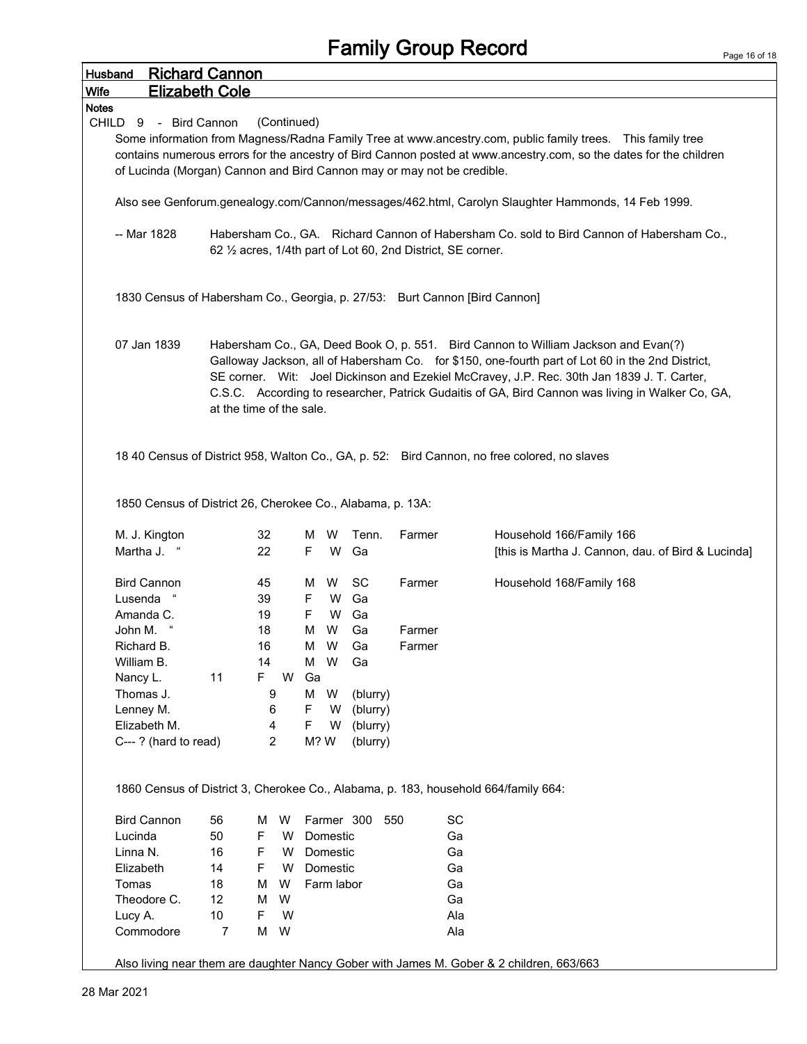# Family Group Record

**Husband** Richard Cannon

**Wife** Elizabeth Cole

**Notes**

CHILD 9 - Bird Cannon (Continued)

Some information from Magness/Radna Family Tree at www.ancestry.com, public family trees. This family tree contains numerous errors for the ancestry of Bird Cannon posted at www.ancestry.com, so the dates for the children of Lucinda (Morgan) Cannon and Bird Cannon may or may not be credible.

Also see Genforum.genealogy.com/Cannon/messages/462.html, Carolyn Slaughter Hammonds, 14 Feb 1999.

-- Mar 1828 — Habersham Co., GA. Richard Cannon of Habersham Co. sold to Bird Cannon of Habersham Co., 62 ½ acres, 1/4th part of Lot 60, 2nd District, SE corner.

1830 Census of Habersham Co., Georgia, p. 27/53: Burt Cannon [Bird Cannon]

07 Jan 1839 — Habersham Co., GA, Deed Book O, p. 551. Bird Cannon to William Jackson and Evan(?) Galloway Jackson, all of Habersham Co. for $150, one-fourth part of Lot 60 in the 2nd District, SE corner. Wit: Joel Dickinson and Ezekiel McCravey, J.P. Rec. 30th Jan 1839 J. T. Carter, C.S.C. According to researcher, Patrick Gudaitis of GA, Bird Cannon was living in Walker Co, GA, at the time of the sale.

18 40 Census of District 958, Walton Co., GA, p. 52: Bird Cannon, no free colored, no slaves

1850 Census of District 26, Cherokee Co., Alabama, p. 13A:

| Name | Age | Sex | Race | Birthplace | Occupation | Notes |
|---|---|---|---|---|---|---|
| M. J. Kington | 32 | M | W | Tenn. | Farmer | Household 166/Family 166 |
| Martha J. " | 22 | F | W | Ga | | [this is Martha J. Cannon, dau. of Bird & Lucinda] |
| | | | | | | |
| Bird Cannon | 45 | M | W | SC | Farmer | Household 168/Family 168 |
| Lusenda " | 39 | F | W | Ga | | |
| Amanda C. | 19 | F | W | Ga | | |
| John M. " | 18 | M | W | Ga | Farmer | |
| Richard B. | 16 | M | W | Ga | Farmer | |
| William B. | 14 | M | W | Ga | | |
| Nancy L. | 11 | F | W | Ga | | |
| Thomas J. | 9 | M | W | (blurry) | | |
| Lenney M. | 6 | F | W | (blurry) | | |
| Elizabeth M. | 4 | F | W | (blurry) | | |
| C--- ? (hard to read) | 2 | M? | W | (blurry) | | |

1860 Census of District 3, Cherokee Co., Alabama, p. 183, household 664/family 664:

| Name | Age | Sex | Race | Occupation | Real Estate | Personal Estate | Birthplace |
|---|---|---|---|---|---|---|---|
| Bird Cannon | 56 | M | W | Farmer | 300 | 550 | SC |
| Lucinda | 50 | F | W | Domestic | | | Ga |
| Linna N. | 16 | F | W | Domestic | | | Ga |
| Elizabeth | 14 | F | W | Domestic | | | Ga |
| Tomas | 18 | M | W | Farm labor | | | Ga |
| Theodore C. | 12 | M | W | | | | Ga |
| Lucy A. | 10 | F | W | | | | Ala |
| Commodore | 7 | M | W | | | | Ala |

Also living near them are daughter Nancy Gober with James M. Gober & 2 children, 663/663

28 Mar 2021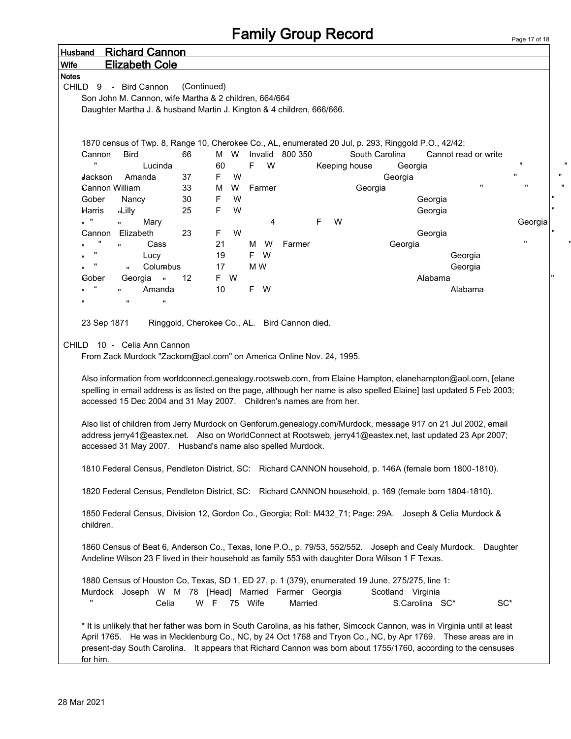# Family Group Record

**Husband** Richard Cannon

**Wife** Elizabeth Cole

**Notes**

CHILD 9 - Bird Cannon (Continued)

Son John M. Cannon, wife Martha & 2 children, 664/664

Daughter Martha J. & husband Martin J. Kington & 4 children, 666/666.

1870 census of Twp. 8, Range 10, Cherokee Co., AL, enumerated 20 Jul, p. 293, Ringgold P.O., 42/42:

| Surname | Name | Age | Sex | Race | Occupation | Value | Birthplace | Notes |
|---|---|---|---|---|---|---|---|---|
| Cannon | Bird | 66 | M | W | Invalid | 800 350 | South Carolina | Cannot read or write |
| " | Lucinda | 60 | F | W | Keeping house | | Georgia | " " |
| Jackson | Amanda | 37 | F | W | | | Georgia | " " |
| Cannon | William | 33 | M | W | Farmer | | Georgia | " " " |
| Gober | Nancy | 30 | F | W | | | Georgia | " |
| Harris | Lilly | 25 | F | W | | | Georgia | " |
| " | Mary | 4 | F | W | | | Georgia | |
| Cannon | Elizabeth | 23 | F | W | | | Georgia | " |
| " " | Cass | 21 | M | W | Farmer | | Georgia | " " |
| " " | Lucy | 19 | F | W | | | Georgia | |
| " " | Columbus | 17 | M | W | | | Georgia | |
| Gober | Georgia | 12 | F | W | | | Alabama | " |
| " " | Amanda | 10 | F | W | | | Alabama | |
| " " | " | | | | | | | |

23 Sep 1871 Ringgold, Cherokee Co., AL. Bird Cannon died.

CHILD 10 - Celia Ann Cannon

From Zack Murdock "Zackom@aol.com" on America Online Nov. 24, 1995.

Also information from worldconnect.genealogy.rootsweb.com, from Elaine Hampton, elanehampton@aol.com, [elane spelling in email address is as listed on the page, although her name is also spelled Elaine] last updated 5 Feb 2003; accessed 15 Dec 2004 and 31 May 2007. Children's names are from her.

Also list of children from Jerry Murdock on Genforum.genealogy.com/Murdock, message 917 on 21 Jul 2002, email address jerry41@eastex.net. Also on WorldConnect at Rootsweb, jerry41@eastex.net, last updated 23 Apr 2007; accessed 31 May 2007. Husband's name also spelled Murdock.

1810 Federal Census, Pendleton District, SC: Richard CANNON household, p. 146A (female born 1800-1810).

1820 Federal Census, Pendleton District, SC: Richard CANNON household, p. 169 (female born 1804-1810).

1850 Federal Census, Division 12, Gordon Co., Georgia; Roll: M432_71; Page: 29A. Joseph & Celia Murdock & children.

1860 Census of Beat 6, Anderson Co., Texas, Ione P.O., p. 79/53, 552/552. Joseph and Cealy Murdock. Daughter Andeline Wilson 23 F lived in their household as family 553 with daughter Dora Wilson 1 F Texas.

1880 Census of Houston Co, Texas, SD 1, ED 27, p. 1 (379), enumerated 19 June, 275/275, line 1:

| Surname | Name | Race | Sex | Age | Relation | Status | Occupation | Birthplace | Father's birthplace | Mother's birthplace |
|---|---|---|---|---|---|---|---|---|---|---|
| Murdock | Joseph | W | M | 78 | [Head] | Married | Farmer | Georgia | Scotland | Virginia |
| " | Celia | W | F | 75 | Wife | Married | | S.Carolina | SC* | SC* |

\* It is unlikely that her father was born in South Carolina, as his father, Simcock Cannon, was in Virginia until at least April 1765. He was in Mecklenburg Co., NC, by 24 Oct 1768 and Tryon Co., NC, by Apr 1769. These areas are in present-day South Carolina. It appears that Richard Cannon was born about 1755/1760, according to the censuses for him.

28 Mar 2021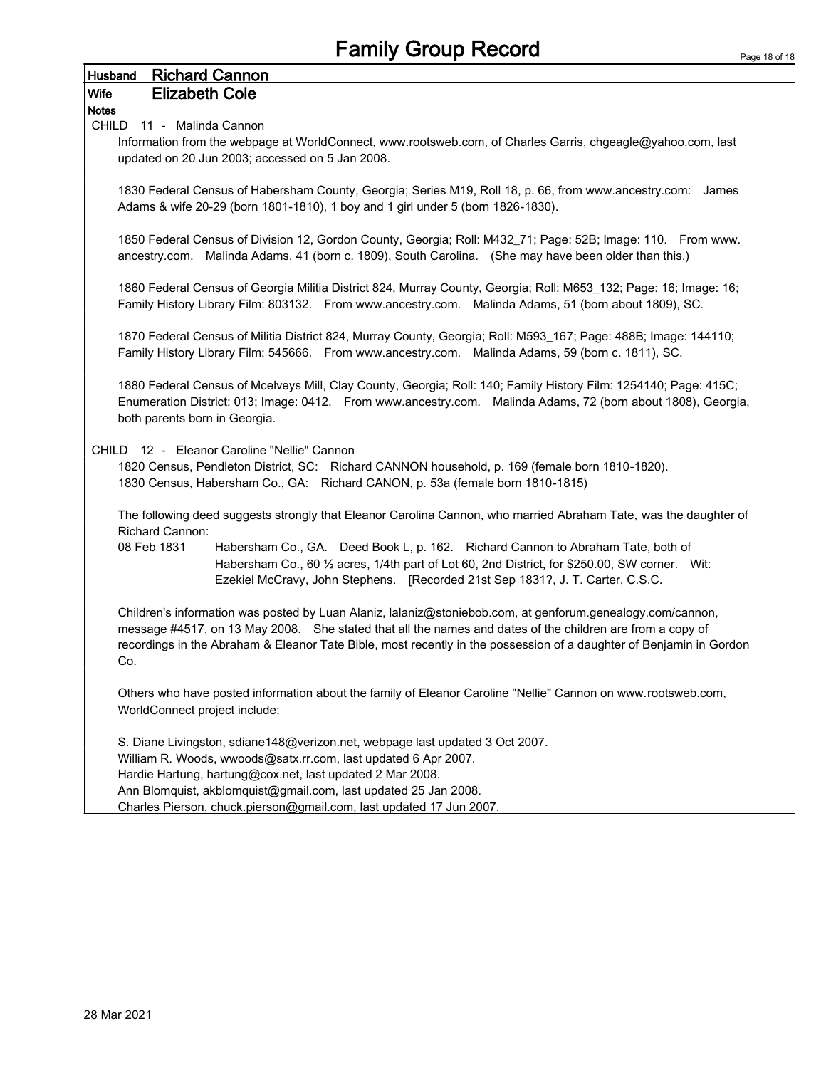# Family Group Record

**Husband** Richard Cannon

**Wife** Elizabeth Cole

**Notes**

CHILD 11 - Malinda Cannon

Information from the webpage at WorldConnect, www.rootsweb.com, of Charles Garris, chgeagle@yahoo.com, last updated on 20 Jun 2003; accessed on 5 Jan 2008.

1830 Federal Census of Habersham County, Georgia; Series M19, Roll 18, p. 66, from www.ancestry.com: James Adams & wife 20-29 (born 1801-1810), 1 boy and 1 girl under 5 (born 1826-1830).

1850 Federal Census of Division 12, Gordon County, Georgia; Roll: M432_71; Page: 52B; Image: 110. From www.ancestry.com. Malinda Adams, 41 (born c. 1809), South Carolina. (She may have been older than this.)

1860 Federal Census of Georgia Militia District 824, Murray County, Georgia; Roll: M653_132; Page: 16; Image: 16; Family History Library Film: 803132. From www.ancestry.com. Malinda Adams, 51 (born about 1809), SC.

1870 Federal Census of Militia District 824, Murray County, Georgia; Roll: M593_167; Page: 488B; Image: 144110; Family History Library Film: 545666. From www.ancestry.com. Malinda Adams, 59 (born c. 1811), SC.

1880 Federal Census of Mcelveys Mill, Clay County, Georgia; Roll: 140; Family History Film: 1254140; Page: 415C; Enumeration District: 013; Image: 0412. From www.ancestry.com. Malinda Adams, 72 (born about 1808), Georgia, both parents born in Georgia.

CHILD 12 - Eleanor Caroline "Nellie" Cannon

1820 Census, Pendleton District, SC: Richard CANNON household, p. 169 (female born 1810-1820).
1830 Census, Habersham Co., GA: Richard CANON, p. 53a (female born 1810-1815)

The following deed suggests strongly that Eleanor Carolina Cannon, who married Abraham Tate, was the daughter of Richard Cannon:

08 Feb 1831 Habersham Co., GA. Deed Book L, p. 162. Richard Cannon to Abraham Tate, both of Habersham Co., 60 ½ acres, 1/4th part of Lot 60, 2nd District, for $250.00, SW corner. Wit: Ezekiel McCravy, John Stephens. [Recorded 21st Sep 1831?, J. T. Carter, C.S.C.

Children's information was posted by Luan Alaniz, lalaniz@stoniebob.com, at genforum.genealogy.com/cannon, message #4517, on 13 May 2008. She stated that all the names and dates of the children are from a copy of recordings in the Abraham & Eleanor Tate Bible, most recently in the possession of a daughter of Benjamin in Gordon Co.

Others who have posted information about the family of Eleanor Caroline "Nellie" Cannon on www.rootsweb.com, WorldConnect project include:

S. Diane Livingston, sdiane148@verizon.net, webpage last updated 3 Oct 2007.
William R. Woods, wwoods@satx.rr.com, last updated 6 Apr 2007.
Hardie Hartung, hartung@cox.net, last updated 2 Mar 2008.
Ann Blomquist, akblomquist@gmail.com, last updated 25 Jan 2008.
Charles Pierson, chuck.pierson@gmail.com, last updated 17 Jun 2007.

28 Mar 2021